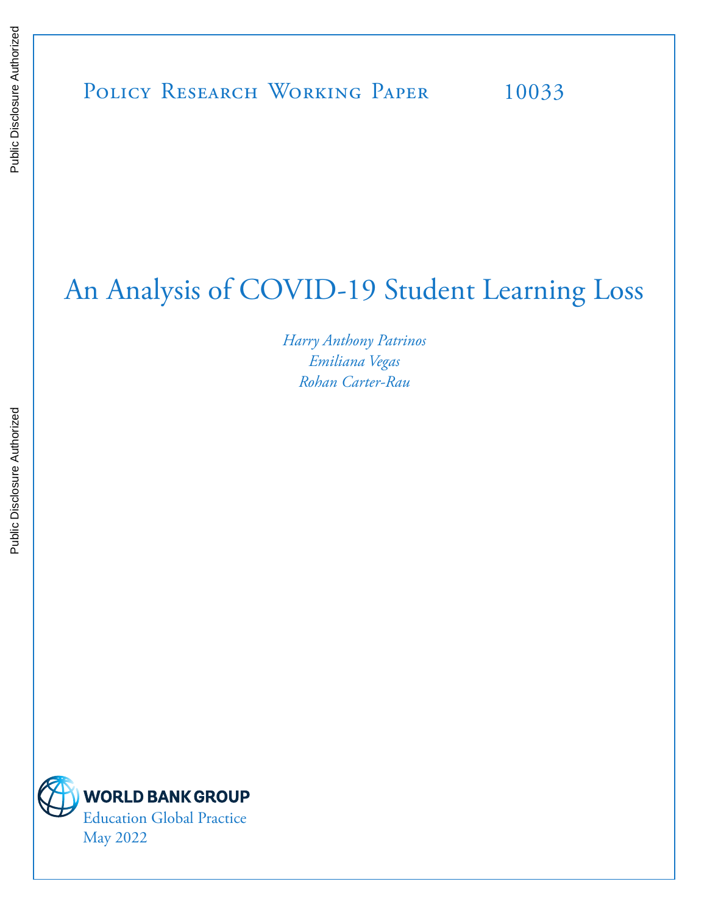Policy Research Working Paper 10033

# An Analysis of COVID-19 Student Learning Loss

*Harry Anthony Patrinos*
*Emiliana Vegas*
*Rohan Carter-Rau*

WORLD BANK GROUP
Education Global Practice
May 2022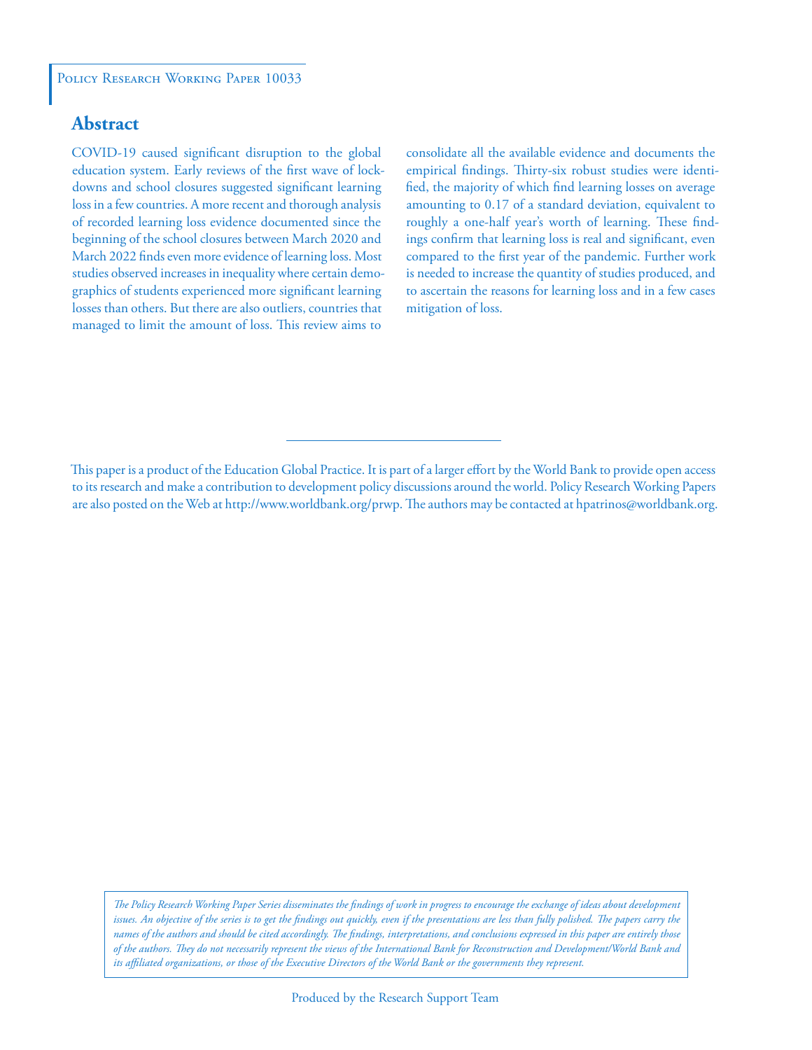Policy Research Working Paper 10033

## Abstract

COVID-19 caused significant disruption to the global education system. Early reviews of the first wave of lockdowns and school closures suggested significant learning loss in a few countries. A more recent and thorough analysis of recorded learning loss evidence documented since the beginning of the school closures between March 2020 and March 2022 finds even more evidence of learning loss. Most studies observed increases in inequality where certain demographics of students experienced more significant learning losses than others. But there are also outliers, countries that managed to limit the amount of loss. This review aims to consolidate all the available evidence and documents the empirical findings. Thirty-six robust studies were identified, the majority of which find learning losses on average amounting to 0.17 of a standard deviation, equivalent to roughly a one-half year's worth of learning. These findings confirm that learning loss is real and significant, even compared to the first year of the pandemic. Further work is needed to increase the quantity of studies produced, and to ascertain the reasons for learning loss and in a few cases mitigation of loss.

This paper is a product of the Education Global Practice. It is part of a larger effort by the World Bank to provide open access to its research and make a contribution to development policy discussions around the world. Policy Research Working Papers are also posted on the Web at http://www.worldbank.org/prwp. The authors may be contacted at hpatrinos@worldbank.org.

*The Policy Research Working Paper Series disseminates the findings of work in progress to encourage the exchange of ideas about development issues. An objective of the series is to get the findings out quickly, even if the presentations are less than fully polished. The papers carry the names of the authors and should be cited accordingly. The findings, interpretations, and conclusions expressed in this paper are entirely those of the authors. They do not necessarily represent the views of the International Bank for Reconstruction and Development/World Bank and its affiliated organizations, or those of the Executive Directors of the World Bank or the governments they represent.*

Produced by the Research Support Team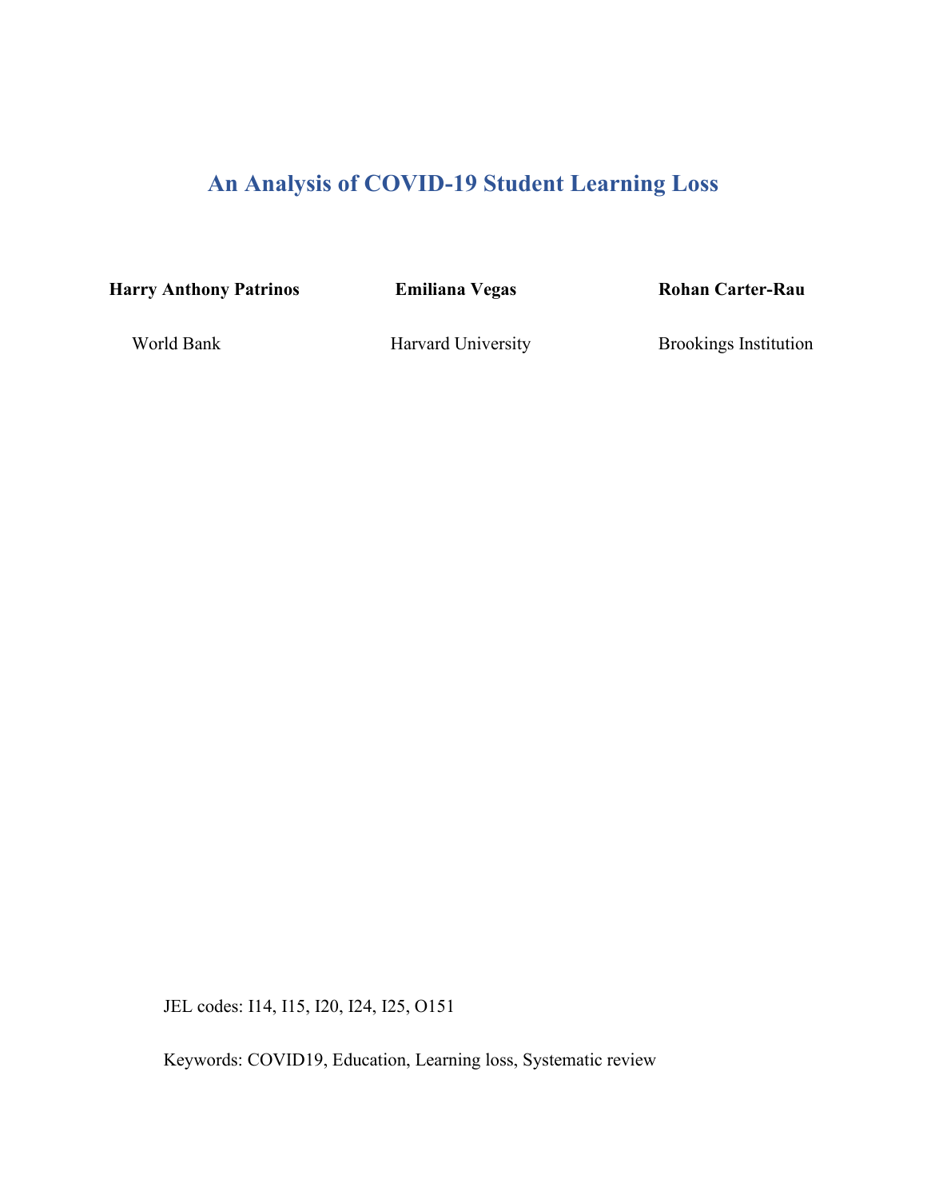# An Analysis of COVID-19 Student Learning Loss

| **Harry Anthony Patrinos** | **Emiliana Vegas** | **Rohan Carter-Rau** |
| --- | --- | --- |
| World Bank | Harvard University | Brookings Institution |

JEL codes: I14, I15, I20, I24, I25, O151

Keywords: COVID19, Education, Learning loss, Systematic review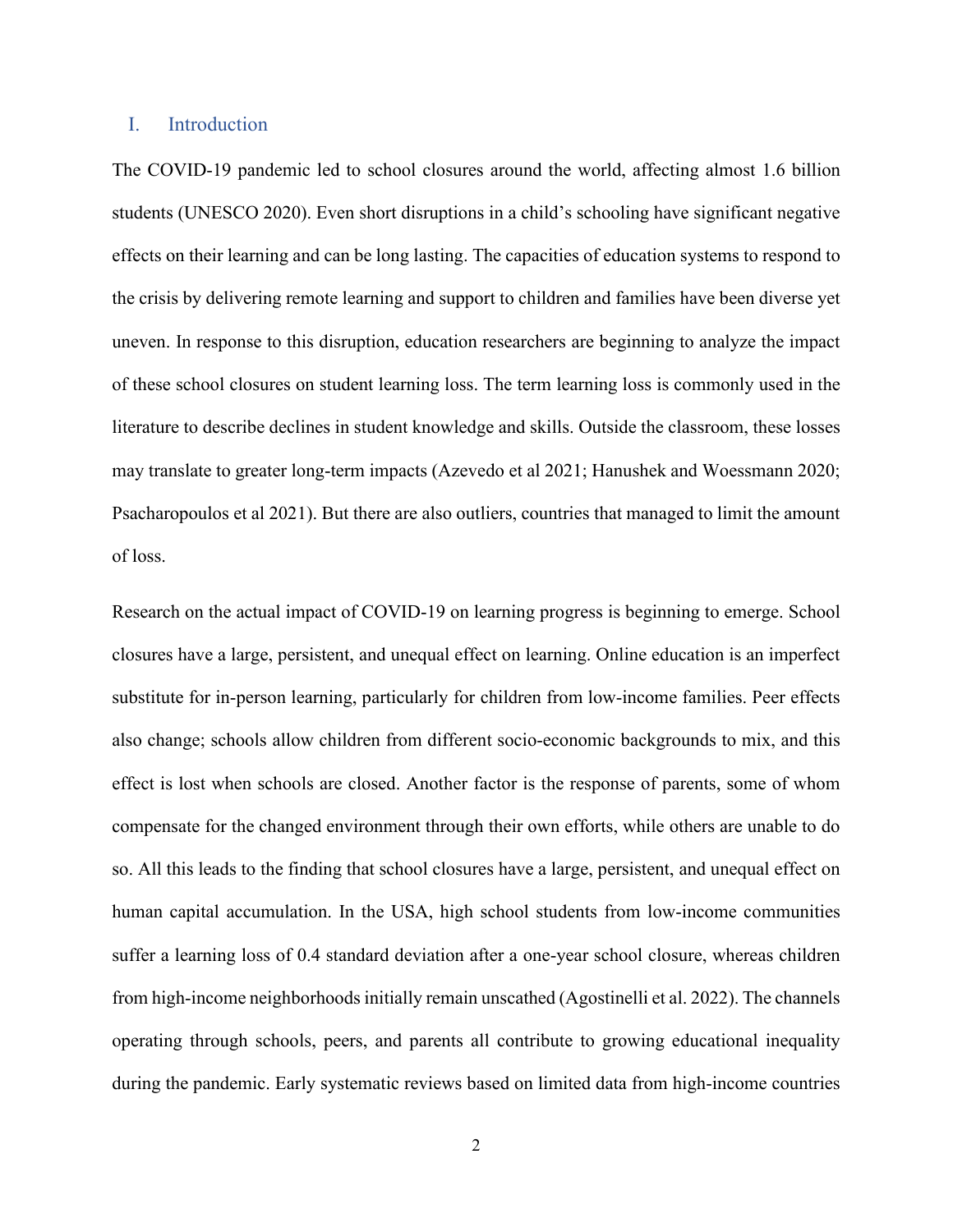## I. Introduction

The COVID-19 pandemic led to school closures around the world, affecting almost 1.6 billion students (UNESCO 2020). Even short disruptions in a child's schooling have significant negative effects on their learning and can be long lasting. The capacities of education systems to respond to the crisis by delivering remote learning and support to children and families have been diverse yet uneven. In response to this disruption, education researchers are beginning to analyze the impact of these school closures on student learning loss. The term learning loss is commonly used in the literature to describe declines in student knowledge and skills. Outside the classroom, these losses may translate to greater long-term impacts (Azevedo et al 2021; Hanushek and Woessmann 2020; Psacharopoulos et al 2021). But there are also outliers, countries that managed to limit the amount of loss.

Research on the actual impact of COVID-19 on learning progress is beginning to emerge. School closures have a large, persistent, and unequal effect on learning. Online education is an imperfect substitute for in-person learning, particularly for children from low-income families. Peer effects also change; schools allow children from different socio-economic backgrounds to mix, and this effect is lost when schools are closed. Another factor is the response of parents, some of whom compensate for the changed environment through their own efforts, while others are unable to do so. All this leads to the finding that school closures have a large, persistent, and unequal effect on human capital accumulation. In the USA, high school students from low-income communities suffer a learning loss of 0.4 standard deviation after a one-year school closure, whereas children from high-income neighborhoods initially remain unscathed (Agostinelli et al. 2022). The channels operating through schools, peers, and parents all contribute to growing educational inequality during the pandemic. Early systematic reviews based on limited data from high-income countries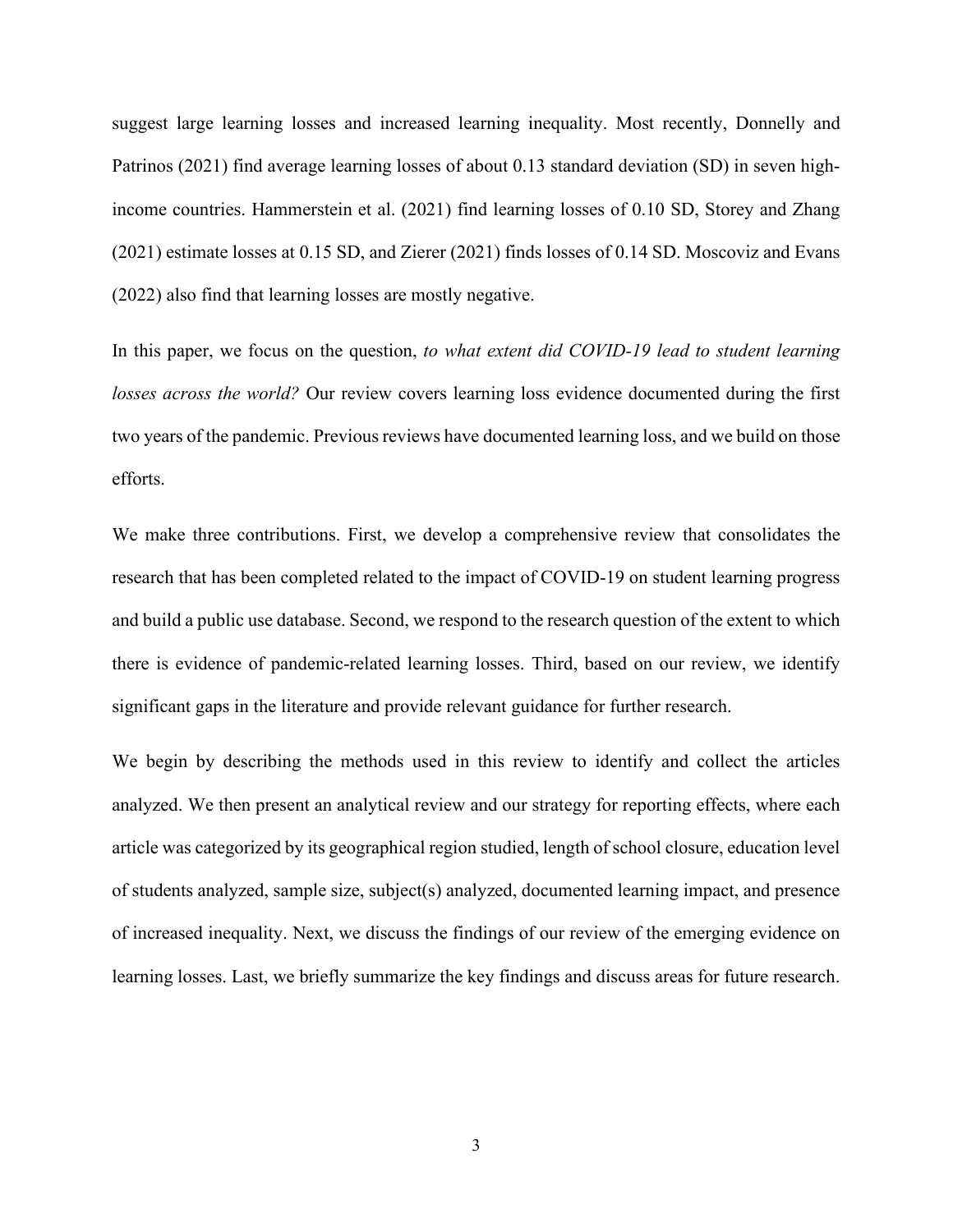suggest large learning losses and increased learning inequality. Most recently, Donnelly and Patrinos (2021) find average learning losses of about 0.13 standard deviation (SD) in seven high-income countries. Hammerstein et al. (2021) find learning losses of 0.10 SD, Storey and Zhang (2021) estimate losses at 0.15 SD, and Zierer (2021) finds losses of 0.14 SD. Moscoviz and Evans (2022) also find that learning losses are mostly negative.

In this paper, we focus on the question, *to what extent did COVID-19 lead to student learning losses across the world?* Our review covers learning loss evidence documented during the first two years of the pandemic. Previous reviews have documented learning loss, and we build on those efforts.

We make three contributions. First, we develop a comprehensive review that consolidates the research that has been completed related to the impact of COVID-19 on student learning progress and build a public use database. Second, we respond to the research question of the extent to which there is evidence of pandemic-related learning losses. Third, based on our review, we identify significant gaps in the literature and provide relevant guidance for further research.

We begin by describing the methods used in this review to identify and collect the articles analyzed. We then present an analytical review and our strategy for reporting effects, where each article was categorized by its geographical region studied, length of school closure, education level of students analyzed, sample size, subject(s) analyzed, documented learning impact, and presence of increased inequality. Next, we discuss the findings of our review of the emerging evidence on learning losses. Last, we briefly summarize the key findings and discuss areas for future research.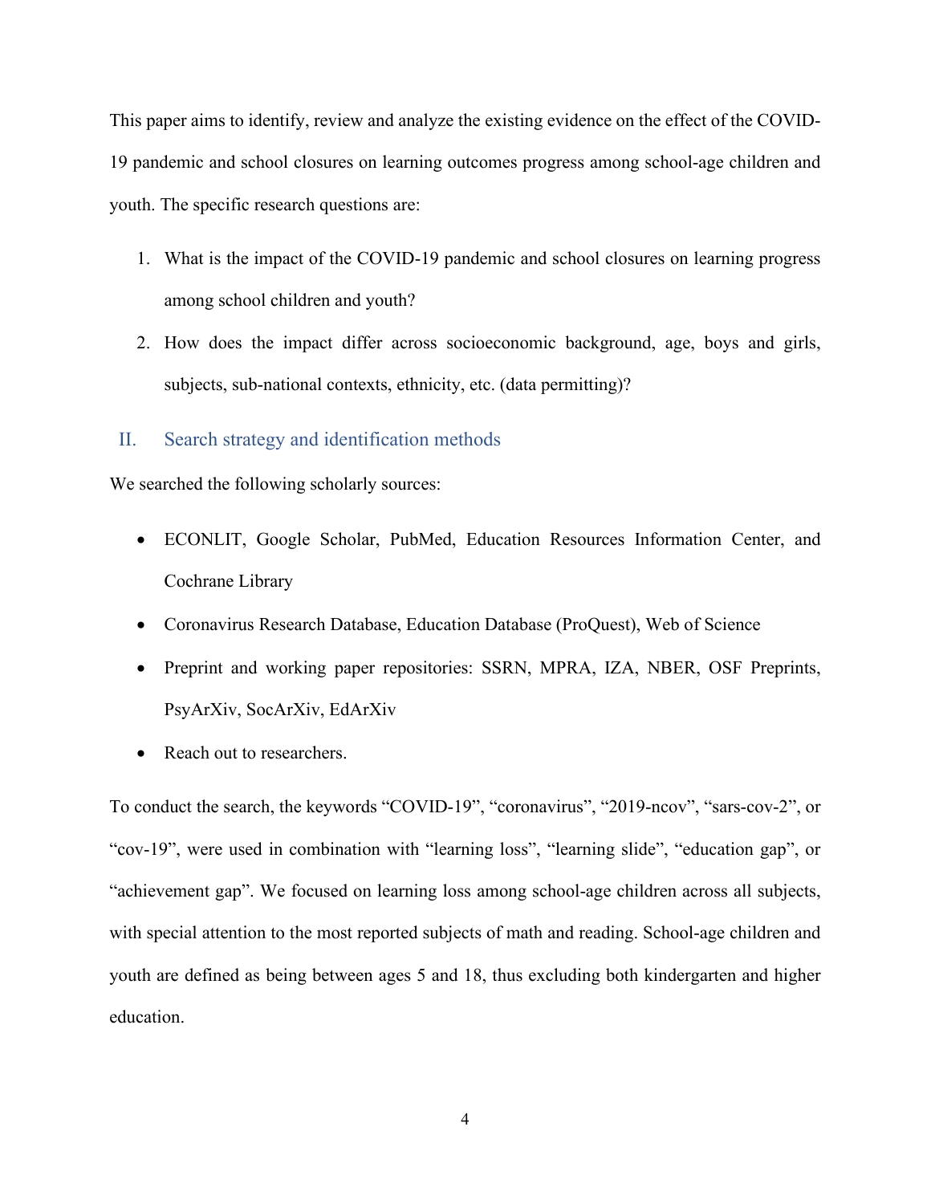This paper aims to identify, review and analyze the existing evidence on the effect of the COVID-19 pandemic and school closures on learning outcomes progress among school-age children and youth. The specific research questions are:

1. What is the impact of the COVID-19 pandemic and school closures on learning progress among school children and youth?
2. How does the impact differ across socioeconomic background, age, boys and girls, subjects, sub-national contexts, ethnicity, etc. (data permitting)?

## II. Search strategy and identification methods

We searched the following scholarly sources:

- ECONLIT, Google Scholar, PubMed, Education Resources Information Center, and Cochrane Library
- Coronavirus Research Database, Education Database (ProQuest), Web of Science
- Preprint and working paper repositories: SSRN, MPRA, IZA, NBER, OSF Preprints, PsyArXiv, SocArXiv, EdArXiv
- Reach out to researchers.

To conduct the search, the keywords "COVID-19", "coronavirus", "2019-ncov", "sars-cov-2", or "cov-19", were used in combination with "learning loss", "learning slide", "education gap", or "achievement gap". We focused on learning loss among school-age children across all subjects, with special attention to the most reported subjects of math and reading. School-age children and youth are defined as being between ages 5 and 18, thus excluding both kindergarten and higher education.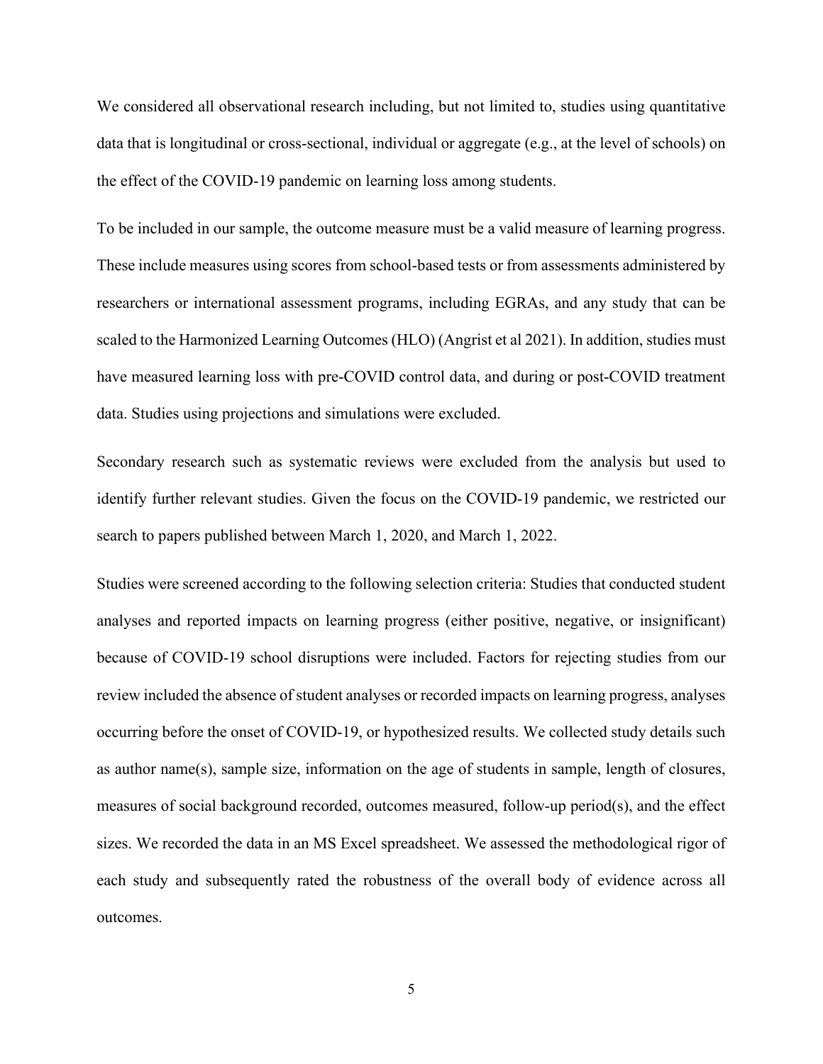We considered all observational research including, but not limited to, studies using quantitative data that is longitudinal or cross-sectional, individual or aggregate (e.g., at the level of schools) on the effect of the COVID-19 pandemic on learning loss among students.

To be included in our sample, the outcome measure must be a valid measure of learning progress. These include measures using scores from school-based tests or from assessments administered by researchers or international assessment programs, including EGRAs, and any study that can be scaled to the Harmonized Learning Outcomes (HLO) (Angrist et al 2021). In addition, studies must have measured learning loss with pre-COVID control data, and during or post-COVID treatment data. Studies using projections and simulations were excluded.

Secondary research such as systematic reviews were excluded from the analysis but used to identify further relevant studies. Given the focus on the COVID-19 pandemic, we restricted our search to papers published between March 1, 2020, and March 1, 2022.

Studies were screened according to the following selection criteria: Studies that conducted student analyses and reported impacts on learning progress (either positive, negative, or insignificant) because of COVID-19 school disruptions were included. Factors for rejecting studies from our review included the absence of student analyses or recorded impacts on learning progress, analyses occurring before the onset of COVID-19, or hypothesized results. We collected study details such as author name(s), sample size, information on the age of students in sample, length of closures, measures of social background recorded, outcomes measured, follow-up period(s), and the effect sizes. We recorded the data in an MS Excel spreadsheet. We assessed the methodological rigor of each study and subsequently rated the robustness of the overall body of evidence across all outcomes.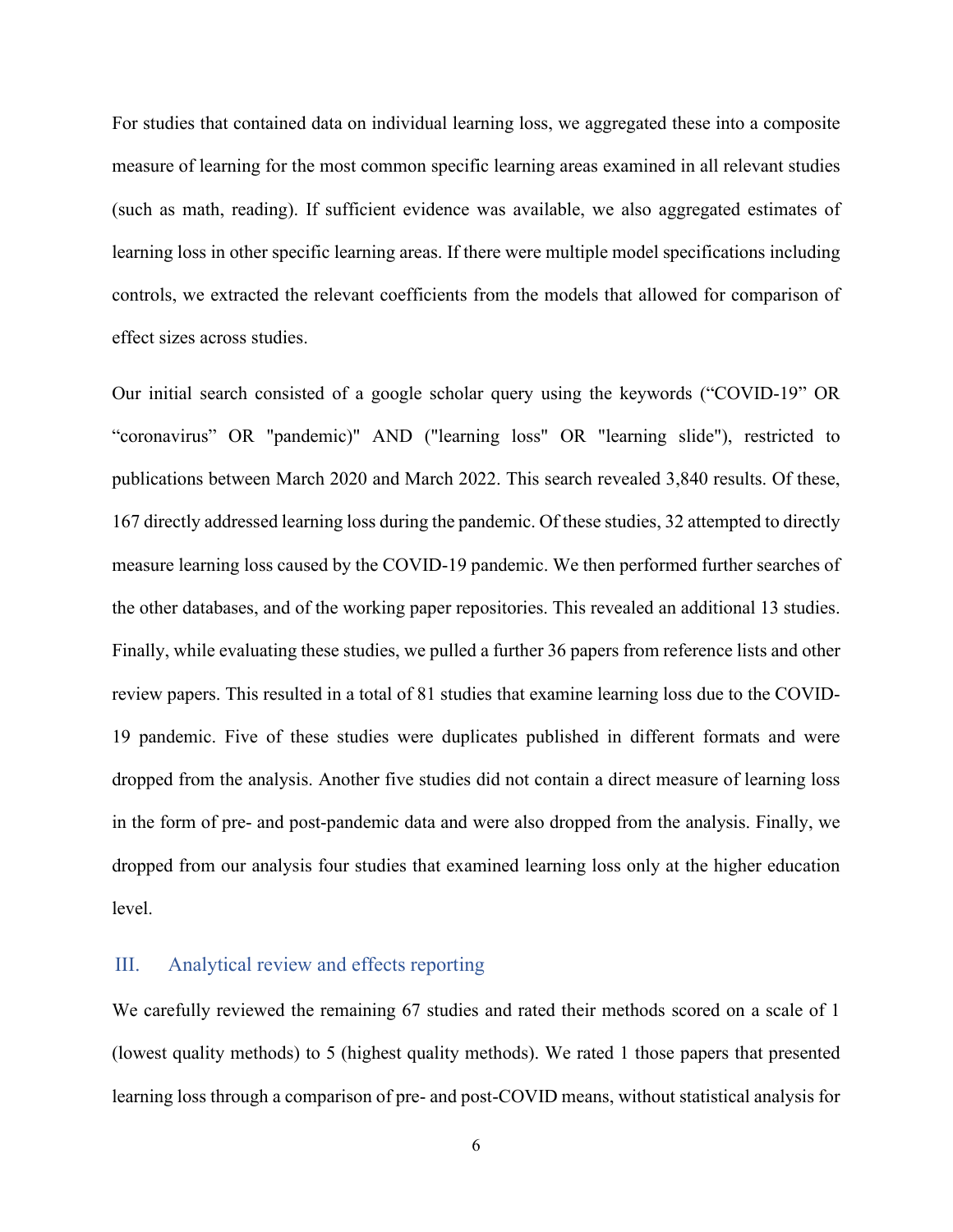For studies that contained data on individual learning loss, we aggregated these into a composite measure of learning for the most common specific learning areas examined in all relevant studies (such as math, reading). If sufficient evidence was available, we also aggregated estimates of learning loss in other specific learning areas. If there were multiple model specifications including controls, we extracted the relevant coefficients from the models that allowed for comparison of effect sizes across studies.

Our initial search consisted of a google scholar query using the keywords (“COVID-19” OR “coronavirus” OR "pandemic)" AND ("learning loss" OR "learning slide"), restricted to publications between March 2020 and March 2022. This search revealed 3,840 results. Of these, 167 directly addressed learning loss during the pandemic. Of these studies, 32 attempted to directly measure learning loss caused by the COVID-19 pandemic. We then performed further searches of the other databases, and of the working paper repositories. This revealed an additional 13 studies. Finally, while evaluating these studies, we pulled a further 36 papers from reference lists and other review papers. This resulted in a total of 81 studies that examine learning loss due to the COVID-19 pandemic. Five of these studies were duplicates published in different formats and were dropped from the analysis. Another five studies did not contain a direct measure of learning loss in the form of pre- and post-pandemic data and were also dropped from the analysis. Finally, we dropped from our analysis four studies that examined learning loss only at the higher education level.

## III. Analytical review and effects reporting

We carefully reviewed the remaining 67 studies and rated their methods scored on a scale of 1 (lowest quality methods) to 5 (highest quality methods). We rated 1 those papers that presented learning loss through a comparison of pre- and post-COVID means, without statistical analysis for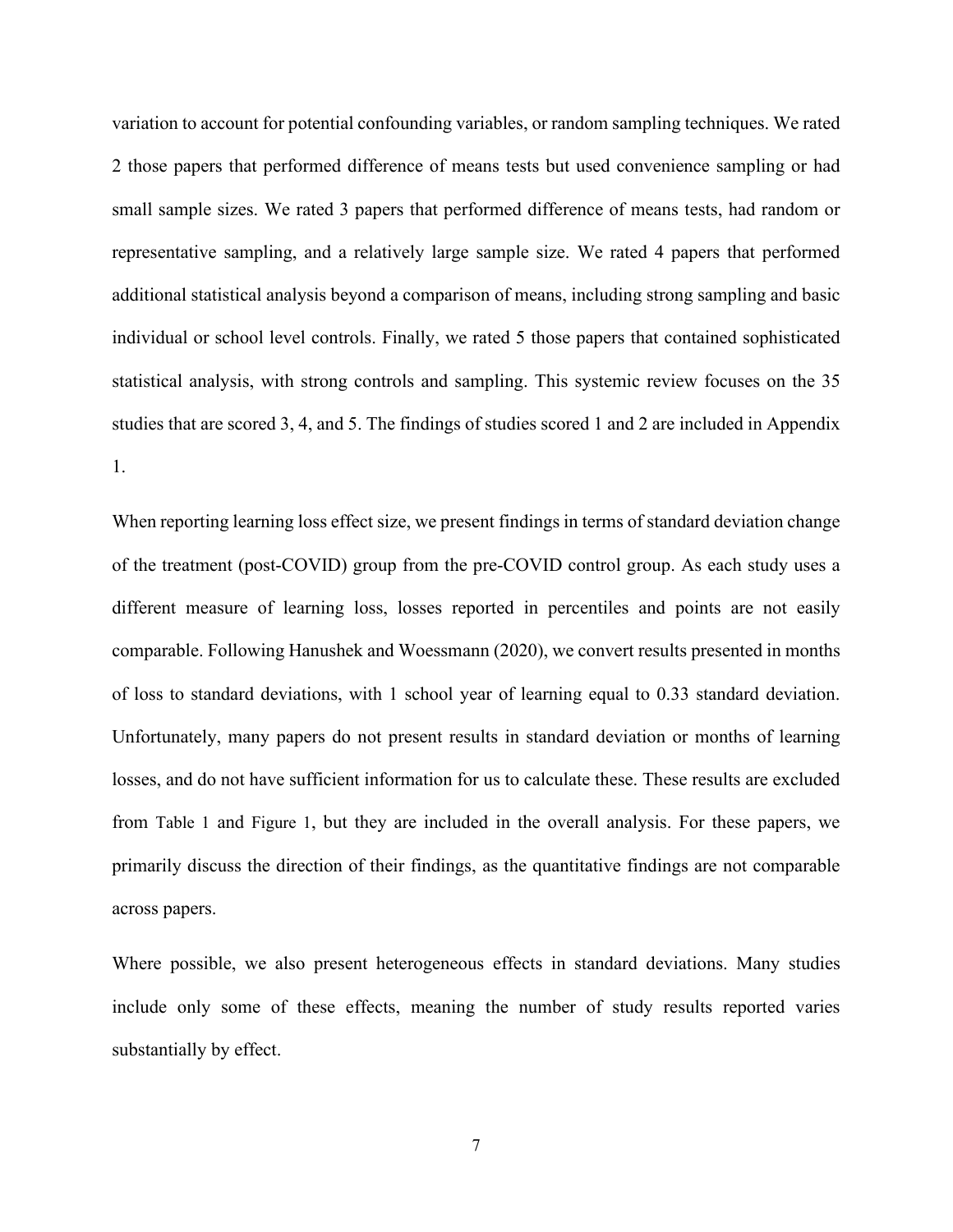variation to account for potential confounding variables, or random sampling techniques. We rated 2 those papers that performed difference of means tests but used convenience sampling or had small sample sizes. We rated 3 papers that performed difference of means tests, had random or representative sampling, and a relatively large sample size. We rated 4 papers that performed additional statistical analysis beyond a comparison of means, including strong sampling and basic individual or school level controls. Finally, we rated 5 those papers that contained sophisticated statistical analysis, with strong controls and sampling. This systemic review focuses on the 35 studies that are scored 3, 4, and 5. The findings of studies scored 1 and 2 are included in Appendix 1.

When reporting learning loss effect size, we present findings in terms of standard deviation change of the treatment (post-COVID) group from the pre-COVID control group. As each study uses a different measure of learning loss, losses reported in percentiles and points are not easily comparable. Following Hanushek and Woessmann (2020), we convert results presented in months of loss to standard deviations, with 1 school year of learning equal to 0.33 standard deviation. Unfortunately, many papers do not present results in standard deviation or months of learning losses, and do not have sufficient information for us to calculate these. These results are excluded from Table 1 and Figure 1, but they are included in the overall analysis. For these papers, we primarily discuss the direction of their findings, as the quantitative findings are not comparable across papers.

Where possible, we also present heterogeneous effects in standard deviations. Many studies include only some of these effects, meaning the number of study results reported varies substantially by effect.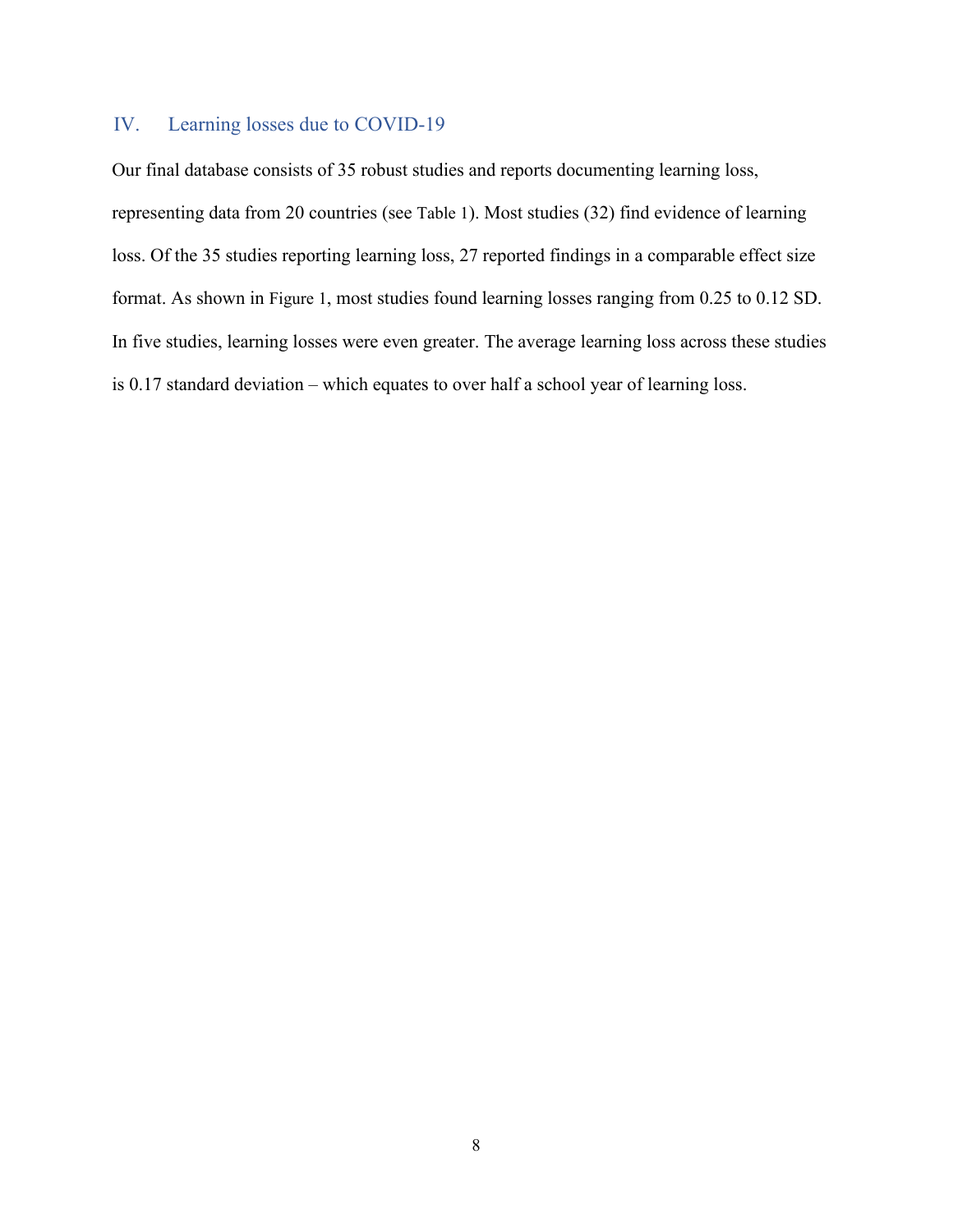## IV. Learning losses due to COVID-19

Our final database consists of 35 robust studies and reports documenting learning loss, representing data from 20 countries (see Table 1). Most studies (32) find evidence of learning loss. Of the 35 studies reporting learning loss, 27 reported findings in a comparable effect size format. As shown in Figure 1, most studies found learning losses ranging from 0.25 to 0.12 SD. In five studies, learning losses were even greater. The average learning loss across these studies is 0.17 standard deviation – which equates to over half a school year of learning loss.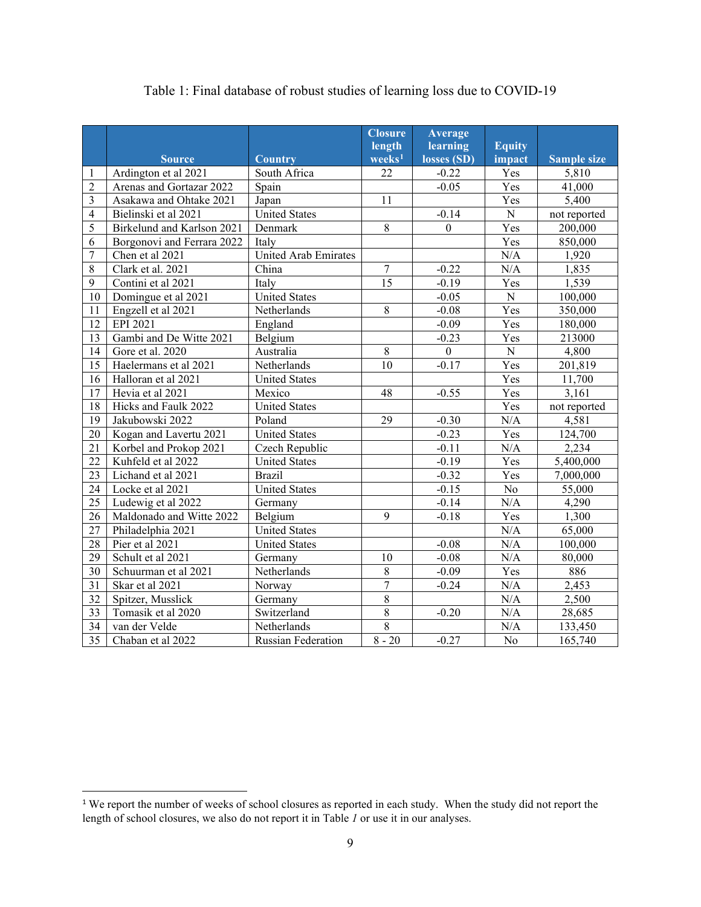Table 1: Final database of robust studies of learning loss due to COVID-19

| | Source | Country | Closure length weeks[1] | Average learning losses (SD) | Equity impact | Sample size |
|---|---|---|---|---|---|---|
| 1 | Ardington et al 2021 | South Africa | 22 | -0.22 | Yes | 5,810 |
| 2 | Arenas and Gortazar 2022 | Spain | | -0.05 | Yes | 41,000 |
| 3 | Asakawa and Ohtake 2021 | Japan | 11 | | Yes | 5,400 |
| 4 | Bielinski et al 2021 | United States | | -0.14 | N | not reported |
| 5 | Birkelund and Karlson 2021 | Denmark | 8 | 0 | Yes | 200,000 |
| 6 | Borgonovi and Ferrara 2022 | Italy | | | Yes | 850,000 |
| 7 | Chen et al 2021 | United Arab Emirates | | | N/A | 1,920 |
| 8 | Clark et al. 2021 | China | 7 | -0.22 | N/A | 1,835 |
| 9 | Contini et al 2021 | Italy | 15 | -0.19 | Yes | 1,539 |
| 10 | Domingue et al 2021 | United States | | -0.05 | N | 100,000 |
| 11 | Engzell et al 2021 | Netherlands | 8 | -0.08 | Yes | 350,000 |
| 12 | EPI 2021 | England | | -0.09 | Yes | 180,000 |
| 13 | Gambi and De Witte 2021 | Belgium | | -0.23 | Yes | 213000 |
| 14 | Gore et al. 2020 | Australia | 8 | 0 | N | 4,800 |
| 15 | Haelermans et al 2021 | Netherlands | 10 | -0.17 | Yes | 201,819 |
| 16 | Halloran et al 2021 | United States | | | Yes | 11,700 |
| 17 | Hevia et al 2021 | Mexico | 48 | -0.55 | Yes | 3,161 |
| 18 | Hicks and Faulk 2022 | United States | | | Yes | not reported |
| 19 | Jakubowski 2022 | Poland | 29 | -0.30 | N/A | 4,581 |
| 20 | Kogan and Lavertu 2021 | United States | | -0.23 | Yes | 124,700 |
| 21 | Korbel and Prokop 2021 | Czech Republic | | -0.11 | N/A | 2,234 |
| 22 | Kuhfeld et al 2022 | United States | | -0.19 | Yes | 5,400,000 |
| 23 | Lichand et al 2021 | Brazil | | -0.32 | Yes | 7,000,000 |
| 24 | Locke et al 2021 | United States | | -0.15 | No | 55,000 |
| 25 | Ludewig et al 2022 | Germany | | -0.14 | N/A | 4,290 |
| 26 | Maldonado and Witte 2022 | Belgium | 9 | -0.18 | Yes | 1,300 |
| 27 | Philadelphia 2021 | United States | | | N/A | 65,000 |
| 28 | Pier et al 2021 | United States | | -0.08 | N/A | 100,000 |
| 29 | Schult et al 2021 | Germany | 10 | -0.08 | N/A | 80,000 |
| 30 | Schuurman et al 2021 | Netherlands | 8 | -0.09 | Yes | 886 |
| 31 | Skar et al 2021 | Norway | 7 | -0.24 | N/A | 2,453 |
| 32 | Spitzer, Musslick | Germany | 8 | | N/A | 2,500 |
| 33 | Tomasik et al 2020 | Switzerland | 8 | -0.20 | N/A | 28,685 |
| 34 | van der Velde | Netherlands | 8 | | N/A | 133,450 |
| 35 | Chaban et al 2022 | Russian Federation | 8 - 20 | -0.27 | No | 165,740 |

[1] We report the number of weeks of school closures as reported in each study. When the study did not report the length of school closures, we also do not report it in Table *1* or use it in our analyses.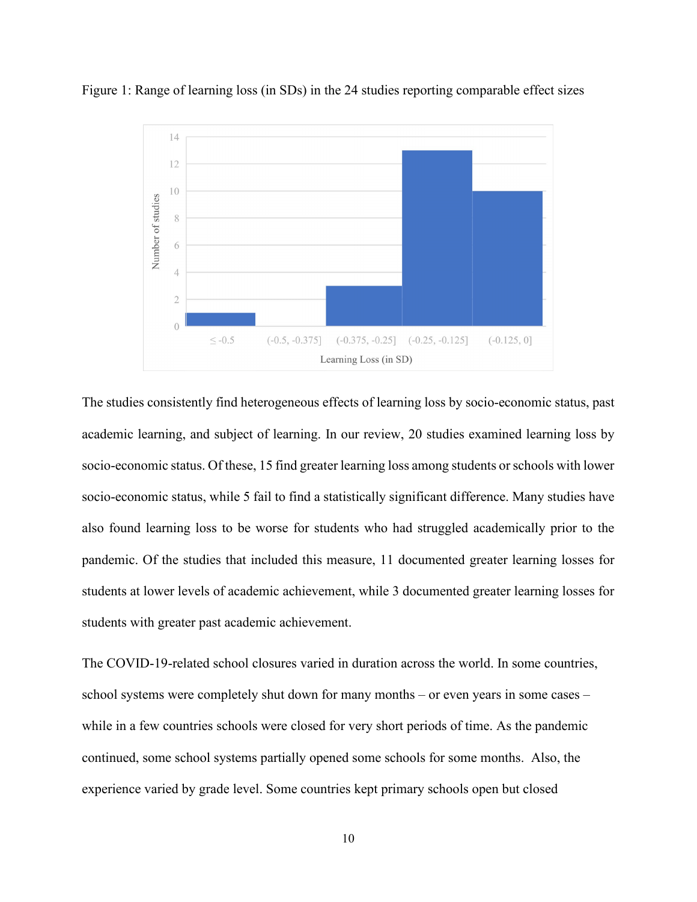Figure 1: Range of learning loss (in SDs) in the 24 studies reporting comparable effect sizes

The studies consistently find heterogeneous effects of learning loss by socio-economic status, past academic learning, and subject of learning. In our review, 20 studies examined learning loss by socio-economic status. Of these, 15 find greater learning loss among students or schools with lower socio-economic status, while 5 fail to find a statistically significant difference. Many studies have also found learning loss to be worse for students who had struggled academically prior to the pandemic. Of the studies that included this measure, 11 documented greater learning losses for students at lower levels of academic achievement, while 3 documented greater learning losses for students with greater past academic achievement.

The COVID-19-related school closures varied in duration across the world. In some countries, school systems were completely shut down for many months – or even years in some cases – while in a few countries schools were closed for very short periods of time. As the pandemic continued, some school systems partially opened some schools for some months. Also, the experience varied by grade level. Some countries kept primary schools open but closed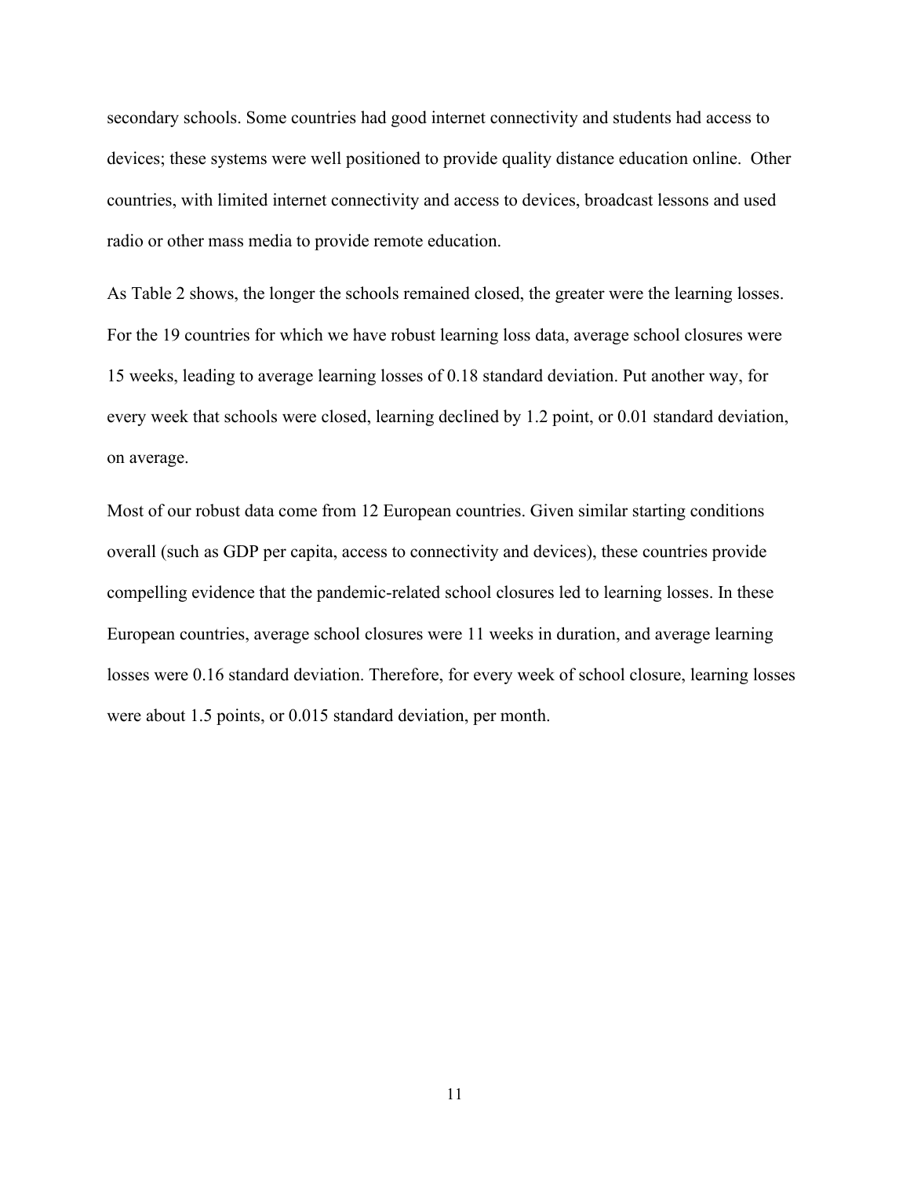secondary schools. Some countries had good internet connectivity and students had access to devices; these systems were well positioned to provide quality distance education online. Other countries, with limited internet connectivity and access to devices, broadcast lessons and used radio or other mass media to provide remote education.

As Table 2 shows, the longer the schools remained closed, the greater were the learning losses. For the 19 countries for which we have robust learning loss data, average school closures were 15 weeks, leading to average learning losses of 0.18 standard deviation. Put another way, for every week that schools were closed, learning declined by 1.2 point, or 0.01 standard deviation, on average.

Most of our robust data come from 12 European countries. Given similar starting conditions overall (such as GDP per capita, access to connectivity and devices), these countries provide compelling evidence that the pandemic-related school closures led to learning losses. In these European countries, average school closures were 11 weeks in duration, and average learning losses were 0.16 standard deviation. Therefore, for every week of school closure, learning losses were about 1.5 points, or 0.015 standard deviation, per month.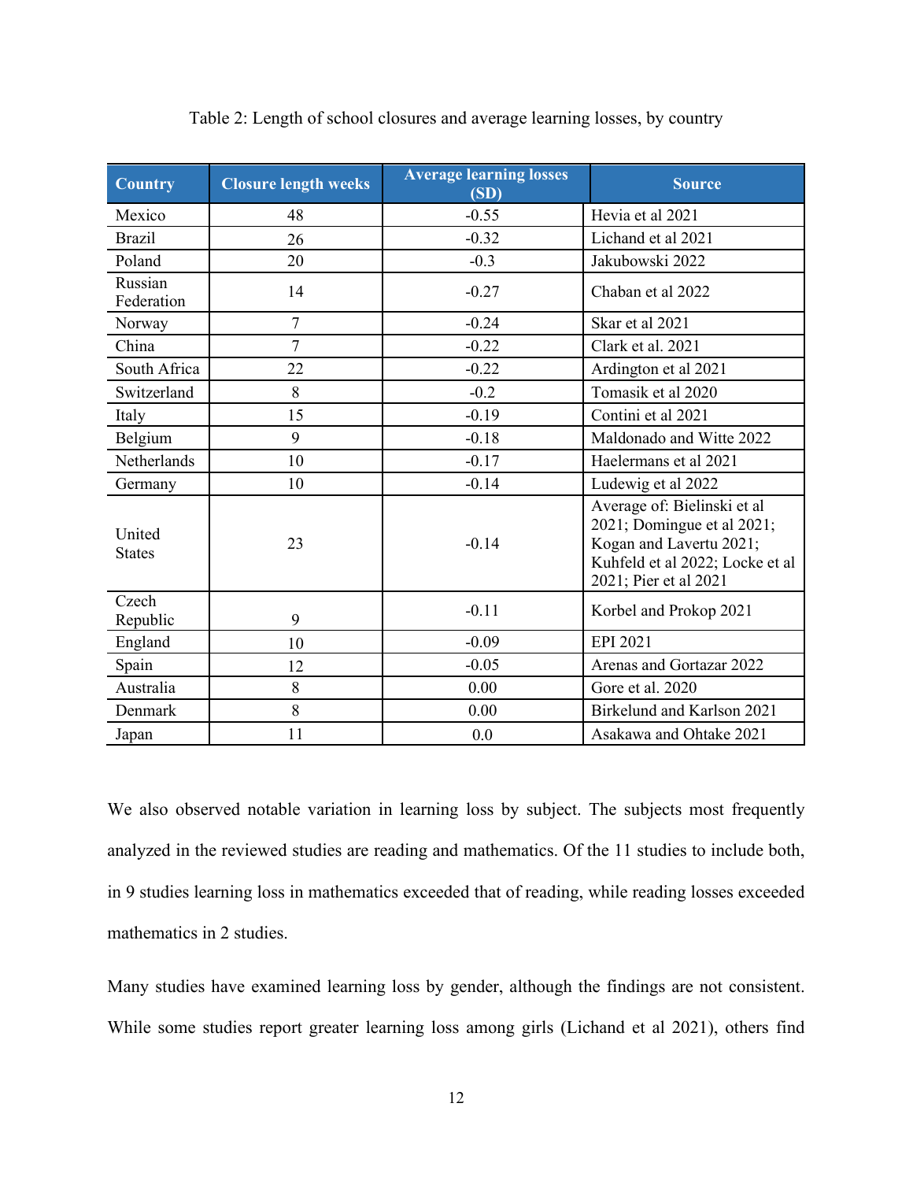Table 2: Length of school closures and average learning losses, by country

| Country | Closure length weeks | Average learning losses (SD) | Source |
|---|---|---|---|
| Mexico | 48 | -0.55 | Hevia et al 2021 |
| Brazil | 26 | -0.32 | Lichand et al 2021 |
| Poland | 20 | -0.3 | Jakubowski 2022 |
| Russian Federation | 14 | -0.27 | Chaban et al 2022 |
| Norway | 7 | -0.24 | Skar et al 2021 |
| China | 7 | -0.22 | Clark et al. 2021 |
| South Africa | 22 | -0.22 | Ardington et al 2021 |
| Switzerland | 8 | -0.2 | Tomasik et al 2020 |
| Italy | 15 | -0.19 | Contini et al 2021 |
| Belgium | 9 | -0.18 | Maldonado and Witte 2022 |
| Netherlands | 10 | -0.17 | Haelermans et al 2021 |
| Germany | 10 | -0.14 | Ludewig et al 2022 |
| United States | 23 | -0.14 | Average of: Bielinski et al 2021; Domingue et al 2021; Kogan and Lavertu 2021; Kuhfeld et al 2022; Locke et al 2021; Pier et al 2021 |
| Czech Republic | 9 | -0.11 | Korbel and Prokop 2021 |
| England | 10 | -0.09 | EPI 2021 |
| Spain | 12 | -0.05 | Arenas and Gortazar 2022 |
| Australia | 8 | 0.00 | Gore et al. 2020 |
| Denmark | 8 | 0.00 | Birkelund and Karlson 2021 |
| Japan | 11 | 0.0 | Asakawa and Ohtake 2021 |

We also observed notable variation in learning loss by subject. The subjects most frequently analyzed in the reviewed studies are reading and mathematics. Of the 11 studies to include both, in 9 studies learning loss in mathematics exceeded that of reading, while reading losses exceeded mathematics in 2 studies.

Many studies have examined learning loss by gender, although the findings are not consistent. While some studies report greater learning loss among girls (Lichand et al 2021), others find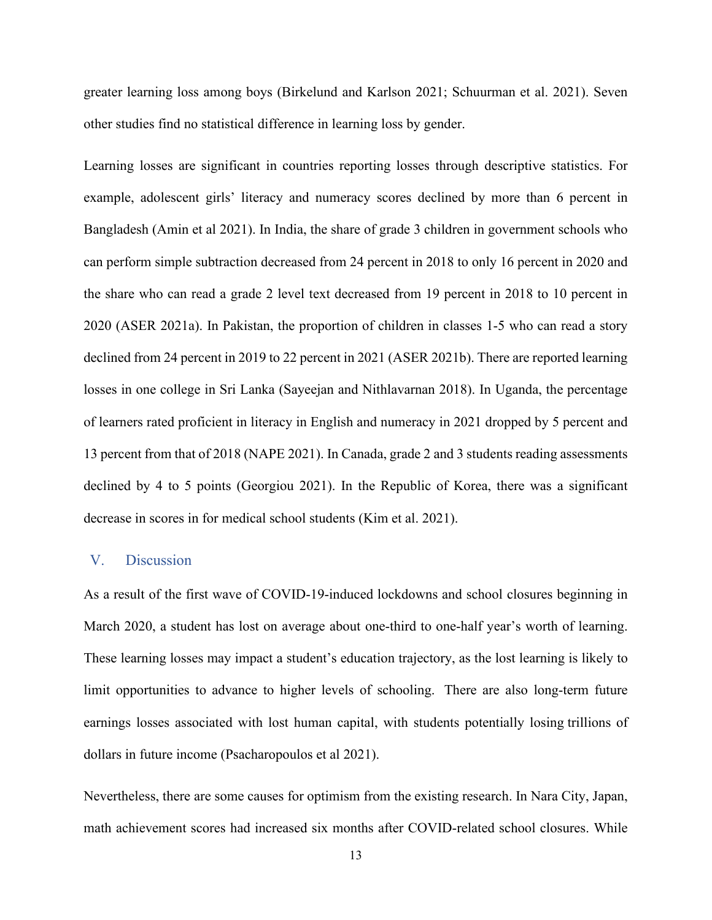greater learning loss among boys (Birkelund and Karlson 2021; Schuurman et al. 2021). Seven other studies find no statistical difference in learning loss by gender.

Learning losses are significant in countries reporting losses through descriptive statistics. For example, adolescent girls' literacy and numeracy scores declined by more than 6 percent in Bangladesh (Amin et al 2021). In India, the share of grade 3 children in government schools who can perform simple subtraction decreased from 24 percent in 2018 to only 16 percent in 2020 and the share who can read a grade 2 level text decreased from 19 percent in 2018 to 10 percent in 2020 (ASER 2021a). In Pakistan, the proportion of children in classes 1-5 who can read a story declined from 24 percent in 2019 to 22 percent in 2021 (ASER 2021b). There are reported learning losses in one college in Sri Lanka (Sayeejan and Nithlavarnan 2018). In Uganda, the percentage of learners rated proficient in literacy in English and numeracy in 2021 dropped by 5 percent and 13 percent from that of 2018 (NAPE 2021). In Canada, grade 2 and 3 students reading assessments declined by 4 to 5 points (Georgiou 2021). In the Republic of Korea, there was a significant decrease in scores in for medical school students (Kim et al. 2021).

## V. Discussion

As a result of the first wave of COVID-19-induced lockdowns and school closures beginning in March 2020, a student has lost on average about one-third to one-half year's worth of learning. These learning losses may impact a student's education trajectory, as the lost learning is likely to limit opportunities to advance to higher levels of schooling. There are also long-term future earnings losses associated with lost human capital, with students potentially losing trillions of dollars in future income (Psacharopoulos et al 2021).

Nevertheless, there are some causes for optimism from the existing research. In Nara City, Japan, math achievement scores had increased six months after COVID-related school closures. While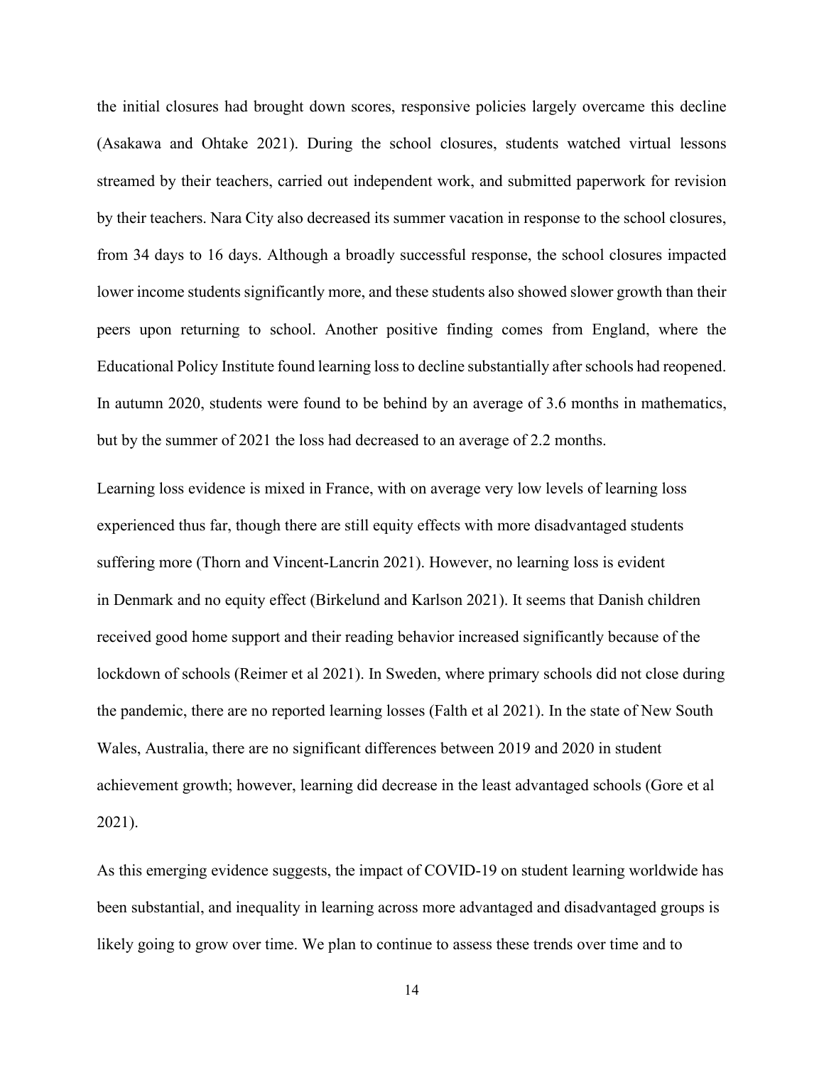the initial closures had brought down scores, responsive policies largely overcame this decline (Asakawa and Ohtake 2021). During the school closures, students watched virtual lessons streamed by their teachers, carried out independent work, and submitted paperwork for revision by their teachers. Nara City also decreased its summer vacation in response to the school closures, from 34 days to 16 days. Although a broadly successful response, the school closures impacted lower income students significantly more, and these students also showed slower growth than their peers upon returning to school. Another positive finding comes from England, where the Educational Policy Institute found learning loss to decline substantially after schools had reopened. In autumn 2020, students were found to be behind by an average of 3.6 months in mathematics, but by the summer of 2021 the loss had decreased to an average of 2.2 months.

Learning loss evidence is mixed in France, with on average very low levels of learning loss experienced thus far, though there are still equity effects with more disadvantaged students suffering more (Thorn and Vincent-Lancrin 2021). However, no learning loss is evident in Denmark and no equity effect (Birkelund and Karlson 2021). It seems that Danish children received good home support and their reading behavior increased significantly because of the lockdown of schools (Reimer et al 2021). In Sweden, where primary schools did not close during the pandemic, there are no reported learning losses (Falth et al 2021). In the state of New South Wales, Australia, there are no significant differences between 2019 and 2020 in student achievement growth; however, learning did decrease in the least advantaged schools (Gore et al 2021).

As this emerging evidence suggests, the impact of COVID-19 on student learning worldwide has been substantial, and inequality in learning across more advantaged and disadvantaged groups is likely going to grow over time. We plan to continue to assess these trends over time and to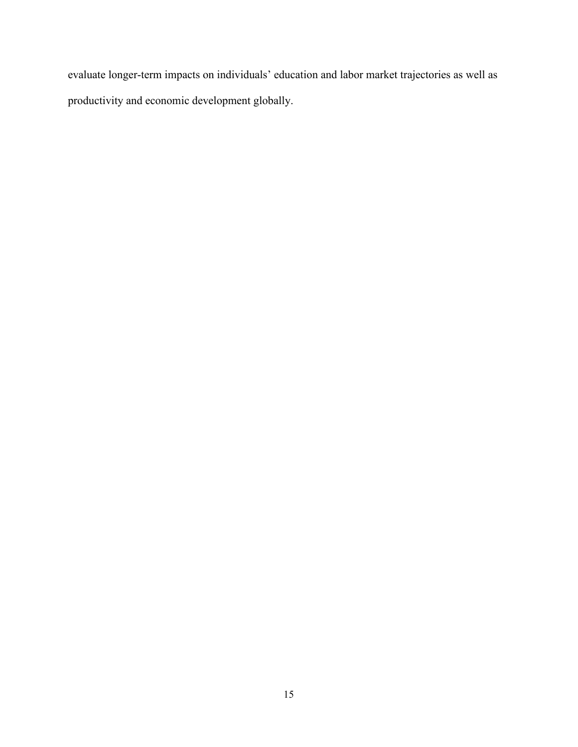evaluate longer-term impacts on individuals’ education and labor market trajectories as well as productivity and economic development globally.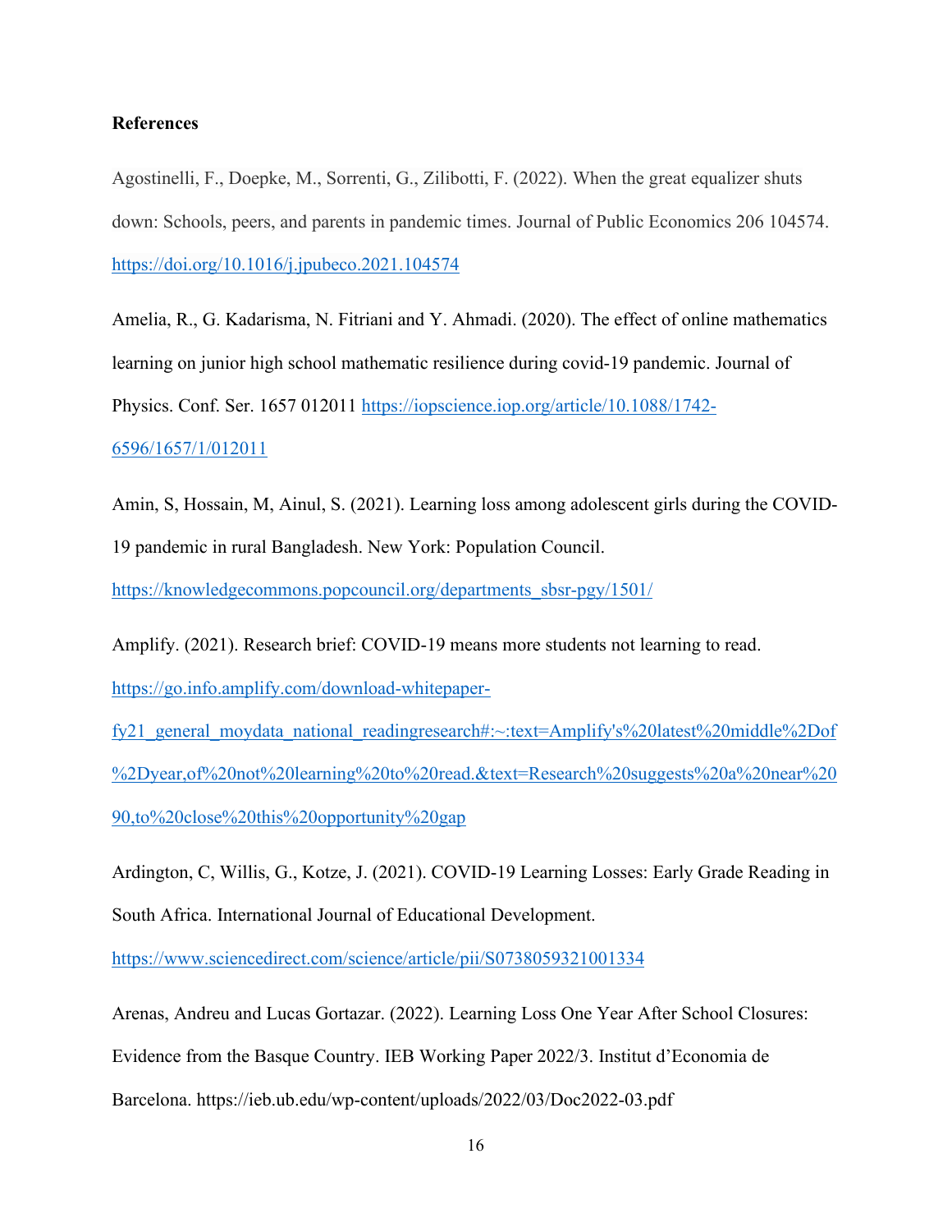**References**

Agostinelli, F., Doepke, M., Sorrenti, G., Zilibotti, F. (2022). When the great equalizer shuts down: Schools, peers, and parents in pandemic times. Journal of Public Economics 206 104574. https://doi.org/10.1016/j.jpubeco.2021.104574

Amelia, R., G. Kadarisma, N. Fitriani and Y. Ahmadi. (2020). The effect of online mathematics learning on junior high school mathematic resilience during covid-19 pandemic. Journal of Physics. Conf. Ser. 1657 012011 https://iopscience.iop.org/article/10.1088/1742-6596/1657/1/012011

Amin, S, Hossain, M, Ainul, S. (2021). Learning loss among adolescent girls during the COVID-19 pandemic in rural Bangladesh. New York: Population Council. https://knowledgecommons.popcouncil.org/departments_sbsr-pgy/1501/

Amplify. (2021). Research brief: COVID-19 means more students not learning to read. https://go.info.amplify.com/download-whitepaper-fy21_general_moydata_national_readingresearch#:~:text=Amplify's%20latest%20middle%2Dof%2Dyear,of%20not%20learning%20to%20read.&text=Research%20suggests%20a%20near%2090,to%20close%20this%20opportunity%20gap

Ardington, C, Willis, G., Kotze, J. (2021). COVID-19 Learning Losses: Early Grade Reading in South Africa. International Journal of Educational Development. https://www.sciencedirect.com/science/article/pii/S0738059321001334

Arenas, Andreu and Lucas Gortazar. (2022). Learning Loss One Year After School Closures: Evidence from the Basque Country. IEB Working Paper 2022/3. Institut d'Economia de Barcelona. https://ieb.ub.edu/wp-content/uploads/2022/03/Doc2022-03.pdf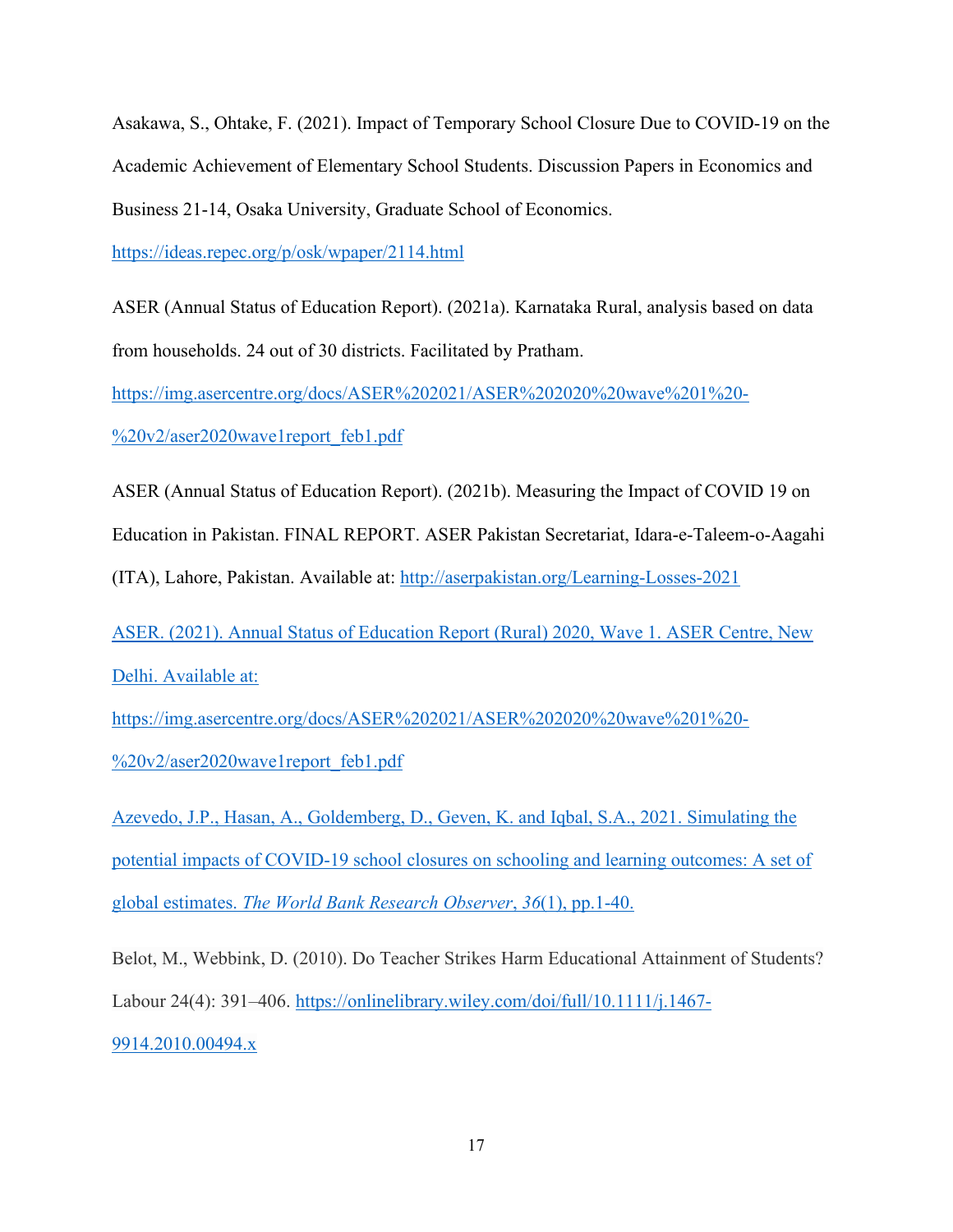Asakawa, S., Ohtake, F. (2021). Impact of Temporary School Closure Due to COVID-19 on the Academic Achievement of Elementary School Students. Discussion Papers in Economics and Business 21-14, Osaka University, Graduate School of Economics. https://ideas.repec.org/p/osk/wpaper/2114.html

ASER (Annual Status of Education Report). (2021a). Karnataka Rural, analysis based on data from households. 24 out of 30 districts. Facilitated by Pratham. https://img.asercentre.org/docs/ASER%202021/ASER%202020%20wave%201%20-%20v2/aser2020wave1report_feb1.pdf

ASER (Annual Status of Education Report). (2021b). Measuring the Impact of COVID 19 on Education in Pakistan. FINAL REPORT. ASER Pakistan Secretariat, Idara-e-Taleem-o-Aagahi (ITA), Lahore, Pakistan. Available at: http://aserpakistan.org/Learning-Losses-2021

ASER. (2021). Annual Status of Education Report (Rural) 2020, Wave 1. ASER Centre, New Delhi. Available at: https://img.asercentre.org/docs/ASER%202021/ASER%202020%20wave%201%20-%20v2/aser2020wave1report_feb1.pdf

Azevedo, J.P., Hasan, A., Goldemberg, D., Geven, K. and Iqbal, S.A., 2021. Simulating the potential impacts of COVID-19 school closures on schooling and learning outcomes: A set of global estimates. *The World Bank Research Observer*, *36*(1), pp.1-40.

Belot, M., Webbink, D. (2010). Do Teacher Strikes Harm Educational Attainment of Students? Labour 24(4): 391–406. https://onlinelibrary.wiley.com/doi/full/10.1111/j.1467-9914.2010.00494.x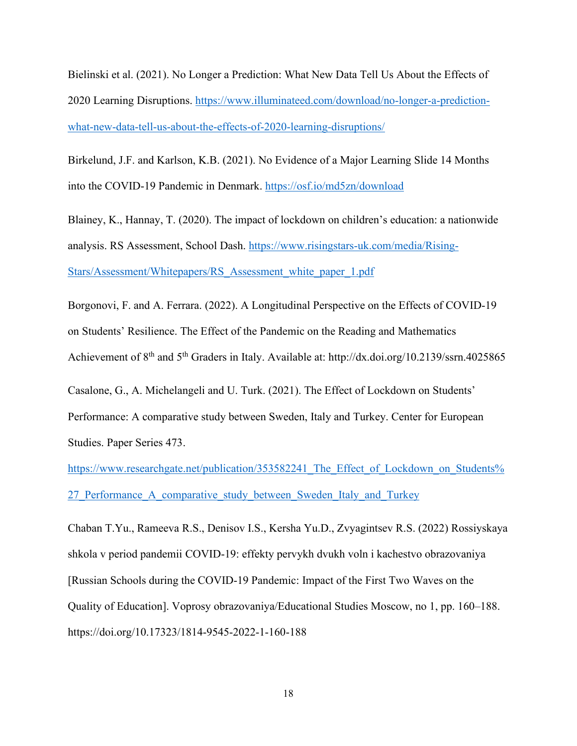Bielinski et al. (2021). No Longer a Prediction: What New Data Tell Us About the Effects of 2020 Learning Disruptions. https://www.illuminateed.com/download/no-longer-a-prediction-what-new-data-tell-us-about-the-effects-of-2020-learning-disruptions/

Birkelund, J.F. and Karlson, K.B. (2021). No Evidence of a Major Learning Slide 14 Months into the COVID-19 Pandemic in Denmark. https://osf.io/md5zn/download

Blainey, K., Hannay, T. (2020). The impact of lockdown on children's education: a nationwide analysis. RS Assessment, School Dash. https://www.risingstars-uk.com/media/Rising-Stars/Assessment/Whitepapers/RS_Assessment_white_paper_1.pdf

Borgonovi, F. and A. Ferrara. (2022). A Longitudinal Perspective on the Effects of COVID-19 on Students' Resilience. The Effect of the Pandemic on the Reading and Mathematics Achievement of 8th and 5th Graders in Italy. Available at: http://dx.doi.org/10.2139/ssrn.4025865

Casalone, G., A. Michelangeli and U. Turk. (2021). The Effect of Lockdown on Students' Performance: A comparative study between Sweden, Italy and Turkey. Center for European Studies. Paper Series 473. https://www.researchgate.net/publication/353582241_The_Effect_of_Lockdown_on_Students%27_Performance_A_comparative_study_between_Sweden_Italy_and_Turkey

Chaban T.Yu., Rameeva R.S., Denisov I.S., Kersha Yu.D., Zvyagintsev R.S. (2022) Rossiyskaya shkola v period pandemii COVID-19: effekty pervykh dvukh voln i kachestvo obrazovaniya [Russian Schools during the COVID-19 Pandemic: Impact of the First Two Waves on the Quality of Education]. Voprosy obrazovaniya/Educational Studies Moscow, no 1, pp. 160–188. https://doi.org/10.17323/1814-9545-2022-1-160-188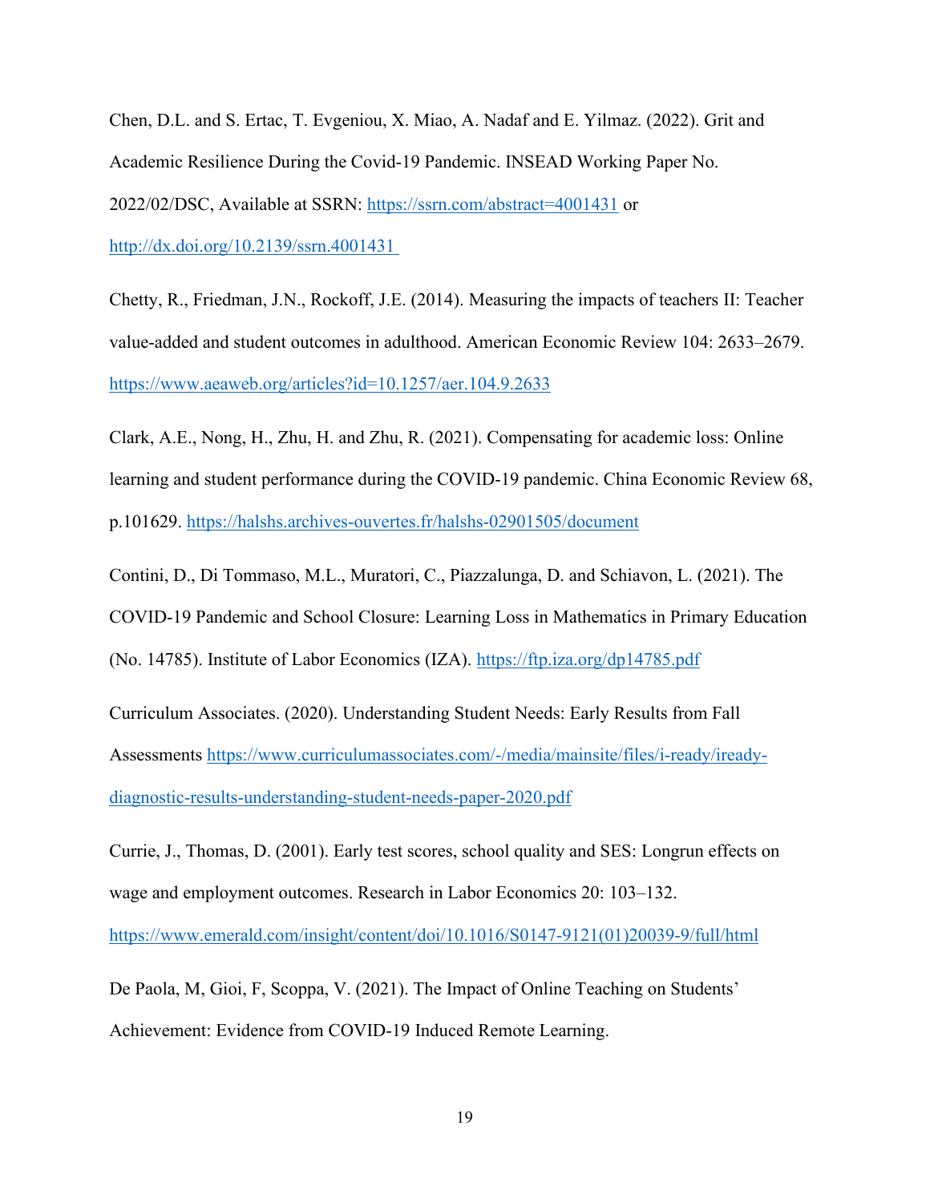Chen, D.L. and S. Ertac, T. Evgeniou, X. Miao, A. Nadaf and E. Yilmaz. (2022). Grit and Academic Resilience During the Covid-19 Pandemic. INSEAD Working Paper No. 2022/02/DSC, Available at SSRN: https://ssrn.com/abstract=4001431 or http://dx.doi.org/10.2139/ssrn.4001431

Chetty, R., Friedman, J.N., Rockoff, J.E. (2014). Measuring the impacts of teachers II: Teacher value-added and student outcomes in adulthood. American Economic Review 104: 2633–2679. https://www.aeaweb.org/articles?id=10.1257/aer.104.9.2633

Clark, A.E., Nong, H., Zhu, H. and Zhu, R. (2021). Compensating for academic loss: Online learning and student performance during the COVID-19 pandemic. China Economic Review 68, p.101629. https://halshs.archives-ouvertes.fr/halshs-02901505/document

Contini, D., Di Tommaso, M.L., Muratori, C., Piazzalunga, D. and Schiavon, L. (2021). The COVID-19 Pandemic and School Closure: Learning Loss in Mathematics in Primary Education (No. 14785). Institute of Labor Economics (IZA). https://ftp.iza.org/dp14785.pdf

Curriculum Associates. (2020). Understanding Student Needs: Early Results from Fall Assessments https://www.curriculumassociates.com/-/media/mainsite/files/i-ready/iready-diagnostic-results-understanding-student-needs-paper-2020.pdf

Currie, J., Thomas, D. (2001). Early test scores, school quality and SES: Longrun effects on wage and employment outcomes. Research in Labor Economics 20: 103–132. https://www.emerald.com/insight/content/doi/10.1016/S0147-9121(01)20039-9/full/html

De Paola, M, Gioi, F, Scoppa, V. (2021). The Impact of Online Teaching on Students' Achievement: Evidence from COVID-19 Induced Remote Learning.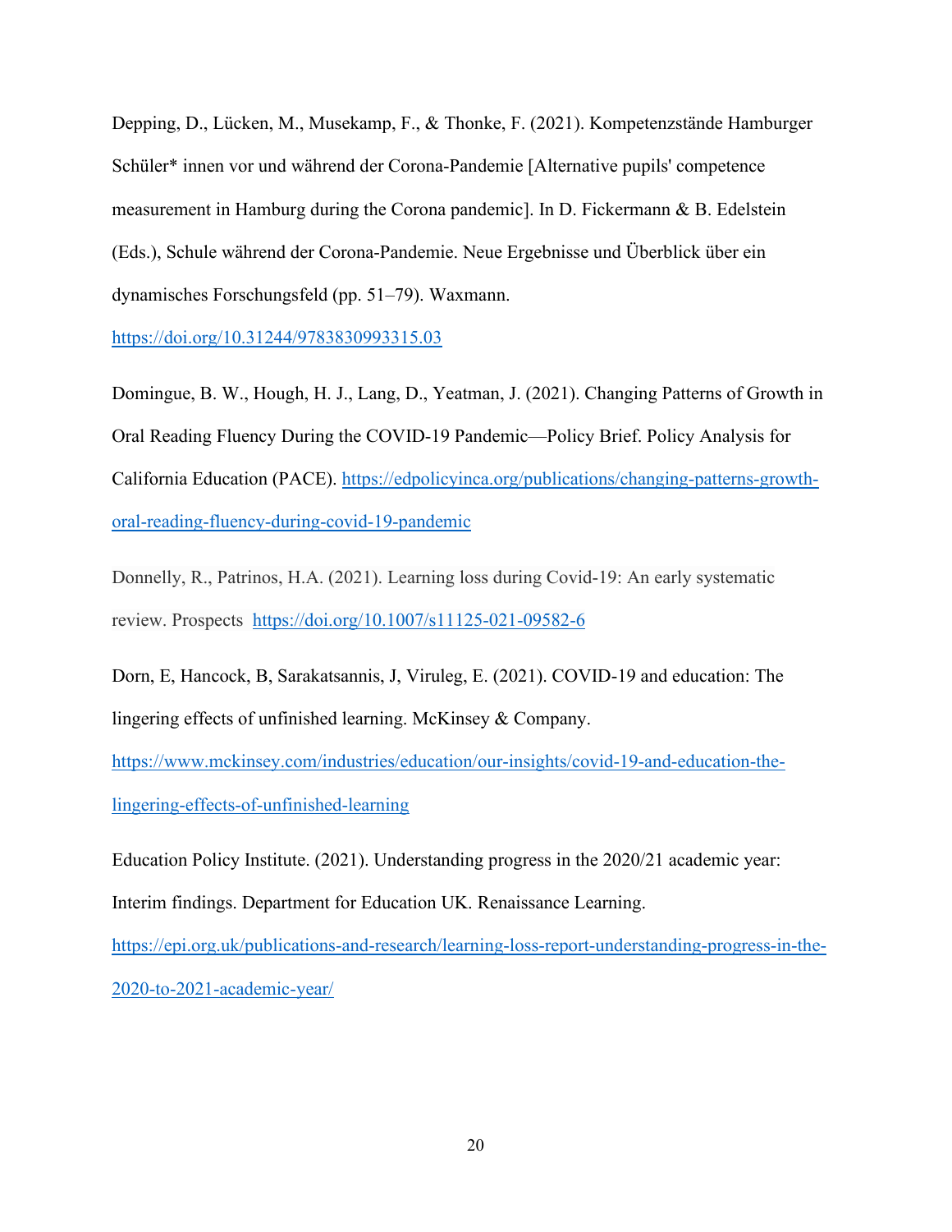Depping, D., Lücken, M., Musekamp, F., & Thonke, F. (2021). Kompetenzstände Hamburger Schüler* innen vor und während der Corona-Pandemie [Alternative pupils' competence measurement in Hamburg during the Corona pandemic]. In D. Fickermann & B. Edelstein (Eds.), Schule während der Corona-Pandemie. Neue Ergebnisse und Überblick über ein dynamisches Forschungsfeld (pp. 51–79). Waxmann. https://doi.org/10.31244/9783830993315.03

Domingue, B. W., Hough, H. J., Lang, D., Yeatman, J. (2021). Changing Patterns of Growth in Oral Reading Fluency During the COVID-19 Pandemic—Policy Brief. Policy Analysis for California Education (PACE). https://edpolicyinca.org/publications/changing-patterns-growth-oral-reading-fluency-during-covid-19-pandemic

Donnelly, R., Patrinos, H.A. (2021). Learning loss during Covid-19: An early systematic review. Prospects https://doi.org/10.1007/s11125-021-09582-6

Dorn, E, Hancock, B, Sarakatsannis, J, Viruleg, E. (2021). COVID-19 and education: The lingering effects of unfinished learning. McKinsey & Company. https://www.mckinsey.com/industries/education/our-insights/covid-19-and-education-the-lingering-effects-of-unfinished-learning

Education Policy Institute. (2021). Understanding progress in the 2020/21 academic year: Interim findings. Department for Education UK. Renaissance Learning. https://epi.org.uk/publications-and-research/learning-loss-report-understanding-progress-in-the-2020-to-2021-academic-year/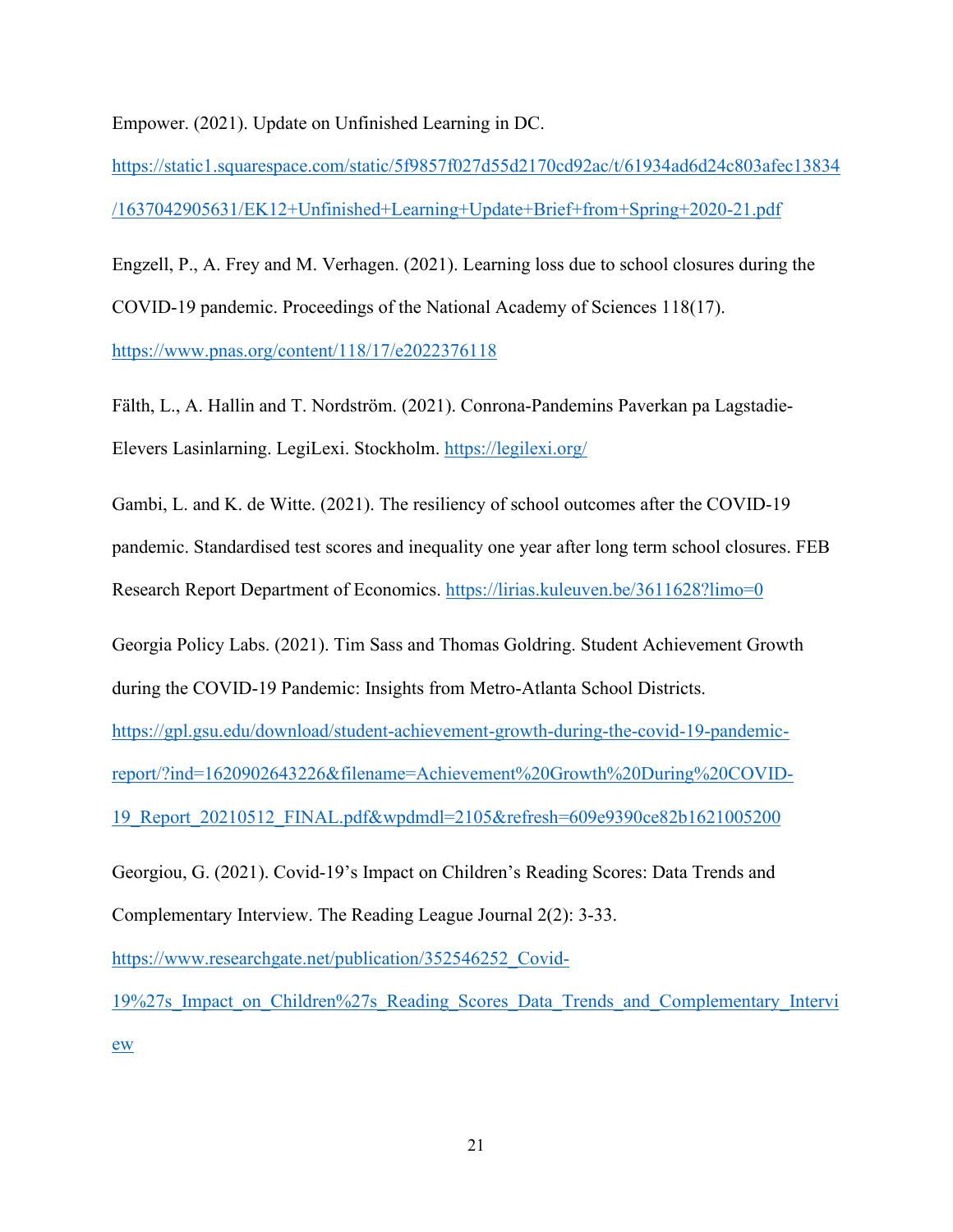Empower. (2021). Update on Unfinished Learning in DC. https://static1.squarespace.com/static/5f9857f027d55d2170cd92ac/t/61934ad6d24c803afec13834/1637042905631/EK12+Unfinished+Learning+Update+Brief+from+Spring+2020-21.pdf

Engzell, P., A. Frey and M. Verhagen. (2021). Learning loss due to school closures during the COVID-19 pandemic. Proceedings of the National Academy of Sciences 118(17). https://www.pnas.org/content/118/17/e2022376118

Fälth, L., A. Hallin and T. Nordström. (2021). Conrona-Pandemins Paverkan pa Lagstadie-Elevers Lasinlarning. LegiLexi. Stockholm. https://legilexi.org/

Gambi, L. and K. de Witte. (2021). The resiliency of school outcomes after the COVID-19 pandemic. Standardised test scores and inequality one year after long term school closures. FEB Research Report Department of Economics. https://lirias.kuleuven.be/3611628?limo=0

Georgia Policy Labs. (2021). Tim Sass and Thomas Goldring. Student Achievement Growth during the COVID-19 Pandemic: Insights from Metro-Atlanta School Districts. https://gpl.gsu.edu/download/student-achievement-growth-during-the-covid-19-pandemic-report/?ind=1620902643226&filename=Achievement%20Growth%20During%20COVID-19_Report_20210512_FINAL.pdf&wpdmdl=2105&refresh=609e9390ce82b1621005200

Georgiou, G. (2021). Covid-19's Impact on Children's Reading Scores: Data Trends and Complementary Interview. The Reading League Journal 2(2): 3-33. https://www.researchgate.net/publication/352546252_Covid-19%27s_Impact_on_Children%27s_Reading_Scores_Data_Trends_and_Complementary_Interview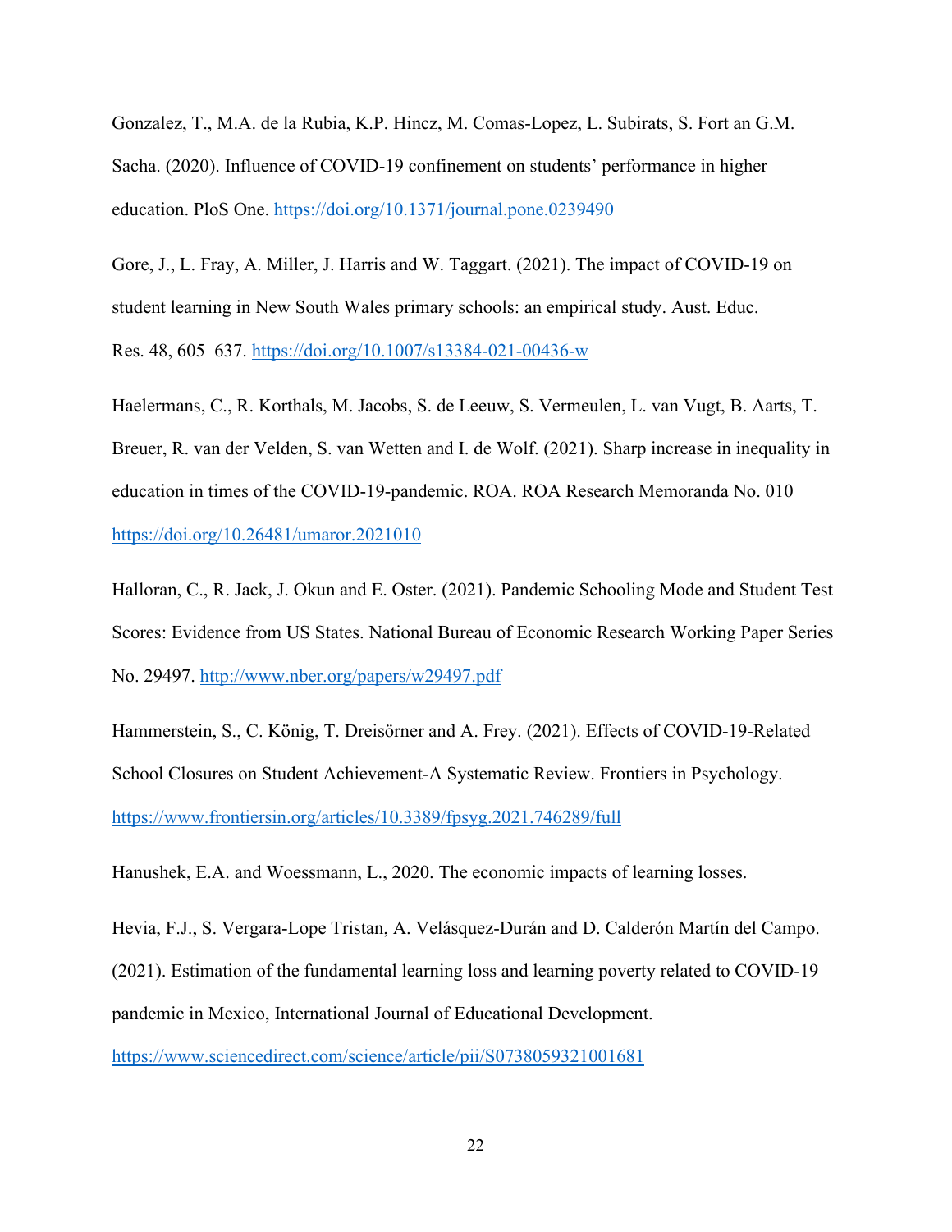Gonzalez, T., M.A. de la Rubia, K.P. Hincz, M. Comas-Lopez, L. Subirats, S. Fort an G.M. Sacha. (2020). Influence of COVID-19 confinement on students' performance in higher education. PloS One. https://doi.org/10.1371/journal.pone.0239490

Gore, J., L. Fray, A. Miller, J. Harris and W. Taggart. (2021). The impact of COVID-19 on student learning in New South Wales primary schools: an empirical study. Aust. Educ. Res. 48, 605–637. https://doi.org/10.1007/s13384-021-00436-w

Haelermans, C., R. Korthals, M. Jacobs, S. de Leeuw, S. Vermeulen, L. van Vugt, B. Aarts, T. Breuer, R. van der Velden, S. van Wetten and I. de Wolf. (2021). Sharp increase in inequality in education in times of the COVID-19-pandemic. ROA. ROA Research Memoranda No. 010 https://doi.org/10.26481/umaror.2021010

Halloran, C., R. Jack, J. Okun and E. Oster. (2021). Pandemic Schooling Mode and Student Test Scores: Evidence from US States. National Bureau of Economic Research Working Paper Series No. 29497. http://www.nber.org/papers/w29497.pdf

Hammerstein, S., C. König, T. Dreisörner and A. Frey. (2021). Effects of COVID-19-Related School Closures on Student Achievement-A Systematic Review. Frontiers in Psychology. https://www.frontiersin.org/articles/10.3389/fpsyg.2021.746289/full

Hanushek, E.A. and Woessmann, L., 2020. The economic impacts of learning losses.

Hevia, F.J., S. Vergara-Lope Tristan, A. Velásquez-Durán and D. Calderón Martín del Campo. (2021). Estimation of the fundamental learning loss and learning poverty related to COVID-19 pandemic in Mexico, International Journal of Educational Development. https://www.sciencedirect.com/science/article/pii/S0738059321001681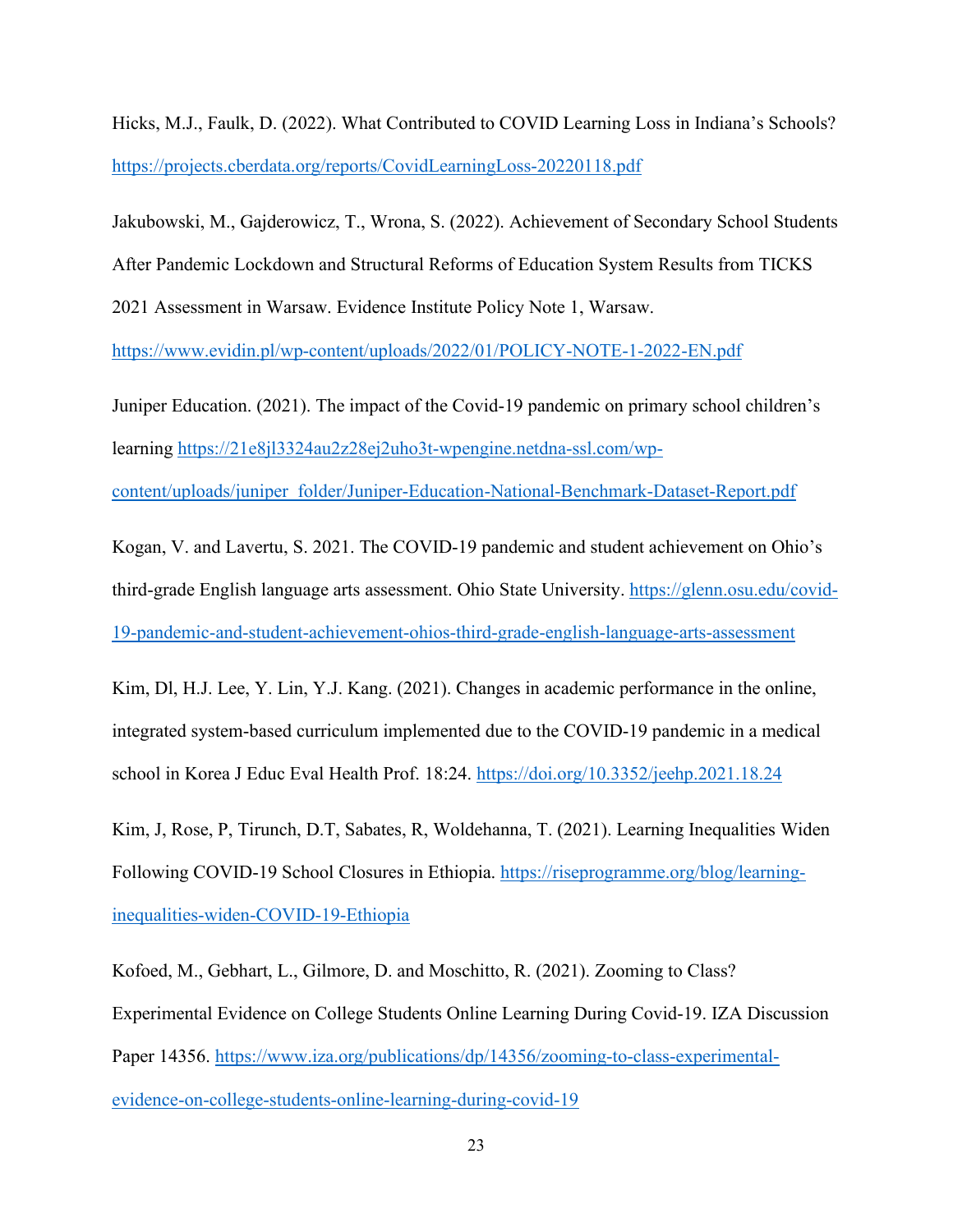Hicks, M.J., Faulk, D. (2022). What Contributed to COVID Learning Loss in Indiana's Schools? https://projects.cberdata.org/reports/CovidLearningLoss-20220118.pdf

Jakubowski, M., Gajderowicz, T., Wrona, S. (2022). Achievement of Secondary School Students After Pandemic Lockdown and Structural Reforms of Education System Results from TICKS 2021 Assessment in Warsaw. Evidence Institute Policy Note 1, Warsaw. https://www.evidin.pl/wp-content/uploads/2022/01/POLICY-NOTE-1-2022-EN.pdf

Juniper Education. (2021). The impact of the Covid-19 pandemic on primary school children's learning https://21e8jl3324au2z28ej2uho3t-wpengine.netdna-ssl.com/wp-content/uploads/juniper_folder/Juniper-Education-National-Benchmark-Dataset-Report.pdf

Kogan, V. and Lavertu, S. 2021. The COVID-19 pandemic and student achievement on Ohio's third-grade English language arts assessment. Ohio State University. https://glenn.osu.edu/covid-19-pandemic-and-student-achievement-ohios-third-grade-english-language-arts-assessment

Kim, Dl, H.J. Lee, Y. Lin, Y.J. Kang. (2021). Changes in academic performance in the online, integrated system-based curriculum implemented due to the COVID-19 pandemic in a medical school in Korea J Educ Eval Health Prof. 18:24. https://doi.org/10.3352/jeehp.2021.18.24

Kim, J, Rose, P, Tirunch, D.T, Sabates, R, Woldehanna, T. (2021). Learning Inequalities Widen Following COVID-19 School Closures in Ethiopia. https://riseprogramme.org/blog/learning-inequalities-widen-COVID-19-Ethiopia

Kofoed, M., Gebhart, L., Gilmore, D. and Moschitto, R. (2021). Zooming to Class? Experimental Evidence on College Students Online Learning During Covid-19. IZA Discussion Paper 14356. https://www.iza.org/publications/dp/14356/zooming-to-class-experimental-evidence-on-college-students-online-learning-during-covid-19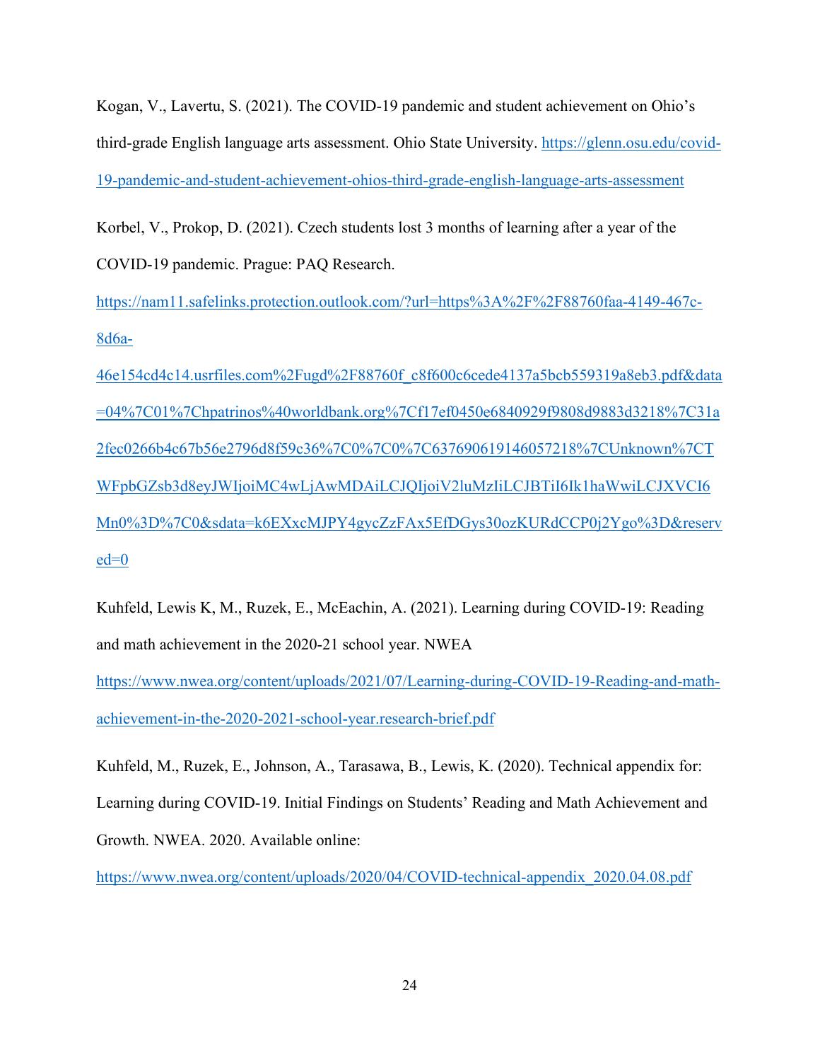Kogan, V., Lavertu, S. (2021). The COVID-19 pandemic and student achievement on Ohio's third-grade English language arts assessment. Ohio State University. https://glenn.osu.edu/covid-19-pandemic-and-student-achievement-ohios-third-grade-english-language-arts-assessment

Korbel, V., Prokop, D. (2021). Czech students lost 3 months of learning after a year of the COVID-19 pandemic. Prague: PAQ Research. https://nam11.safelinks.protection.outlook.com/?url=https%3A%2F%2F88760faa-4149-467c-8d6a-46e154cd4c14.usrfiles.com%2Fugd%2F88760f_c8f600c6cede4137a5bcb559319a8eb3.pdf&data=04%7C01%7Chpatrinos%40worldbank.org%7Cf17ef0450e6840929f9808d9883d3218%7C31a2fec0266b4c67b56e2796d8f59c36%7C0%7C0%7C637690619146057218%7CUnknown%7CTWFpbGZsb3d8eyJWIjoiMC4wLjAwMDAiLCJQIjoiV2luMzIiLCJBTiI6Ik1haWwiLCJXVCI6Mn0%3D%7C0&sdata=k6EXxcMJPY4gycZzFAx5EfDGys30ozKURdCCP0j2Ygo%3D&reserved=0

Kuhfeld, Lewis K, M., Ruzek, E., McEachin, A. (2021). Learning during COVID-19: Reading and math achievement in the 2020-21 school year. NWEA https://www.nwea.org/content/uploads/2021/07/Learning-during-COVID-19-Reading-and-math-achievement-in-the-2020-2021-school-year.research-brief.pdf

Kuhfeld, M., Ruzek, E., Johnson, A., Tarasawa, B., Lewis, K. (2020). Technical appendix for: Learning during COVID-19. Initial Findings on Students' Reading and Math Achievement and Growth. NWEA. 2020. Available online: https://www.nwea.org/content/uploads/2020/04/COVID-technical-appendix_2020.04.08.pdf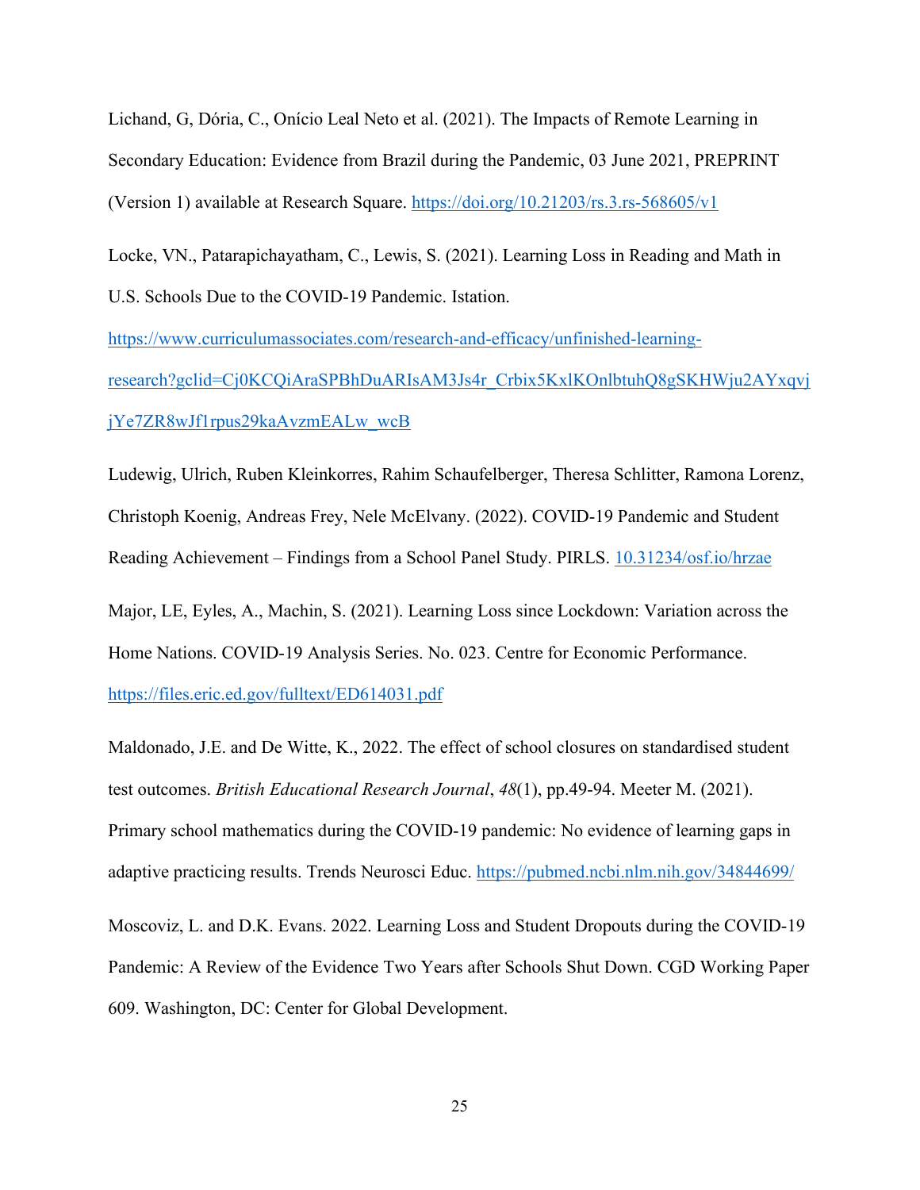Lichand, G, Dória, C., Onício Leal Neto et al. (2021). The Impacts of Remote Learning in Secondary Education: Evidence from Brazil during the Pandemic, 03 June 2021, PREPRINT (Version 1) available at Research Square. https://doi.org/10.21203/rs.3.rs-568605/v1

Locke, VN., Patarapichayatham, C., Lewis, S. (2021). Learning Loss in Reading and Math in U.S. Schools Due to the COVID-19 Pandemic. Istation. https://www.curriculumassociates.com/research-and-efficacy/unfinished-learning-research?gclid=Cj0KCQiAraSPBhDuARIsAM3Js4r_Crbix5KxlKOnlbtuhQ8gSKHWju2AYxqvjjYe7ZR8wJf1rpus29kaAvzmEALw_wcB

Ludewig, Ulrich, Ruben Kleinkorres, Rahim Schaufelberger, Theresa Schlitter, Ramona Lorenz, Christoph Koenig, Andreas Frey, Nele McElvany. (2022). COVID-19 Pandemic and Student Reading Achievement – Findings from a School Panel Study. PIRLS. 10.31234/osf.io/hrzae

Major, LE, Eyles, A., Machin, S. (2021). Learning Loss since Lockdown: Variation across the Home Nations. COVID-19 Analysis Series. No. 023. Centre for Economic Performance. https://files.eric.ed.gov/fulltext/ED614031.pdf

Maldonado, J.E. and De Witte, K., 2022. The effect of school closures on standardised student test outcomes. *British Educational Research Journal*, *48*(1), pp.49-94. Meeter M. (2021). Primary school mathematics during the COVID-19 pandemic: No evidence of learning gaps in adaptive practicing results. Trends Neurosci Educ. https://pubmed.ncbi.nlm.nih.gov/34844699/

Moscoviz, L. and D.K. Evans. 2022. Learning Loss and Student Dropouts during the COVID-19 Pandemic: A Review of the Evidence Two Years after Schools Shut Down. CGD Working Paper 609. Washington, DC: Center for Global Development.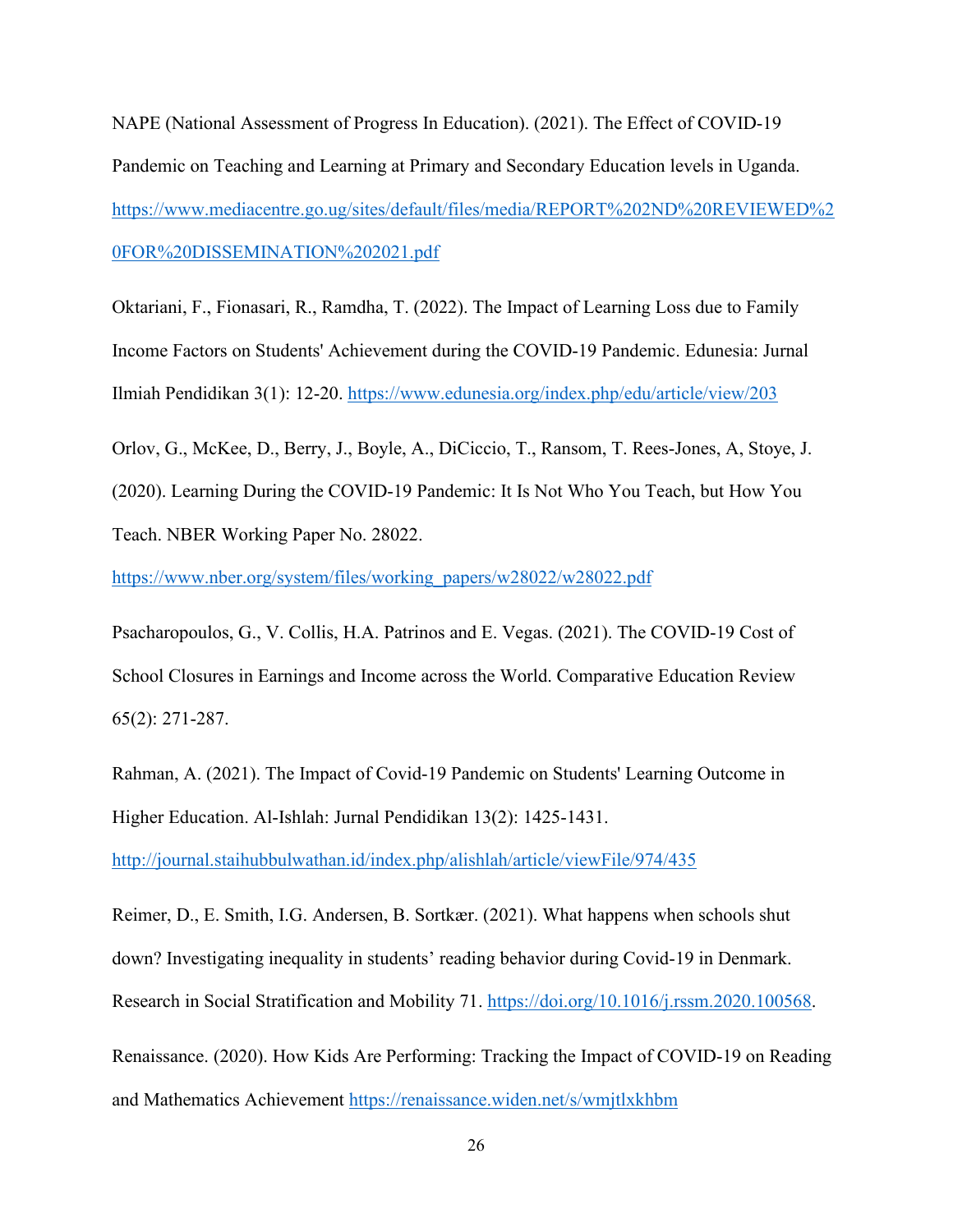NAPE (National Assessment of Progress In Education). (2021). The Effect of COVID-19 Pandemic on Teaching and Learning at Primary and Secondary Education levels in Uganda. https://www.mediacentre.go.ug/sites/default/files/media/REPORT%202ND%20REVIEWED%20FOR%20DISSEMINATION%202021.pdf

Oktariani, F., Fionasari, R., Ramdha, T. (2022). The Impact of Learning Loss due to Family Income Factors on Students' Achievement during the COVID-19 Pandemic. Edunesia: Jurnal Ilmiah Pendidikan 3(1): 12-20. https://www.edunesia.org/index.php/edu/article/view/203

Orlov, G., McKee, D., Berry, J., Boyle, A., DiCiccio, T., Ransom, T. Rees-Jones, A, Stoye, J. (2020). Learning During the COVID-19 Pandemic: It Is Not Who You Teach, but How You Teach. NBER Working Paper No. 28022. https://www.nber.org/system/files/working_papers/w28022/w28022.pdf

Psacharopoulos, G., V. Collis, H.A. Patrinos and E. Vegas. (2021). The COVID-19 Cost of School Closures in Earnings and Income across the World. Comparative Education Review 65(2): 271-287.

Rahman, A. (2021). The Impact of Covid-19 Pandemic on Students' Learning Outcome in Higher Education. Al-Ishlah: Jurnal Pendidikan 13(2): 1425-1431. http://journal.staihubbulwathan.id/index.php/alishlah/article/viewFile/974/435

Reimer, D., E. Smith, I.G. Andersen, B. Sortkær. (2021). What happens when schools shut down? Investigating inequality in students' reading behavior during Covid-19 in Denmark. Research in Social Stratification and Mobility 71. https://doi.org/10.1016/j.rssm.2020.100568.

Renaissance. (2020). How Kids Are Performing: Tracking the Impact of COVID-19 on Reading and Mathematics Achievement https://renaissance.widen.net/s/wmjtlxkhbm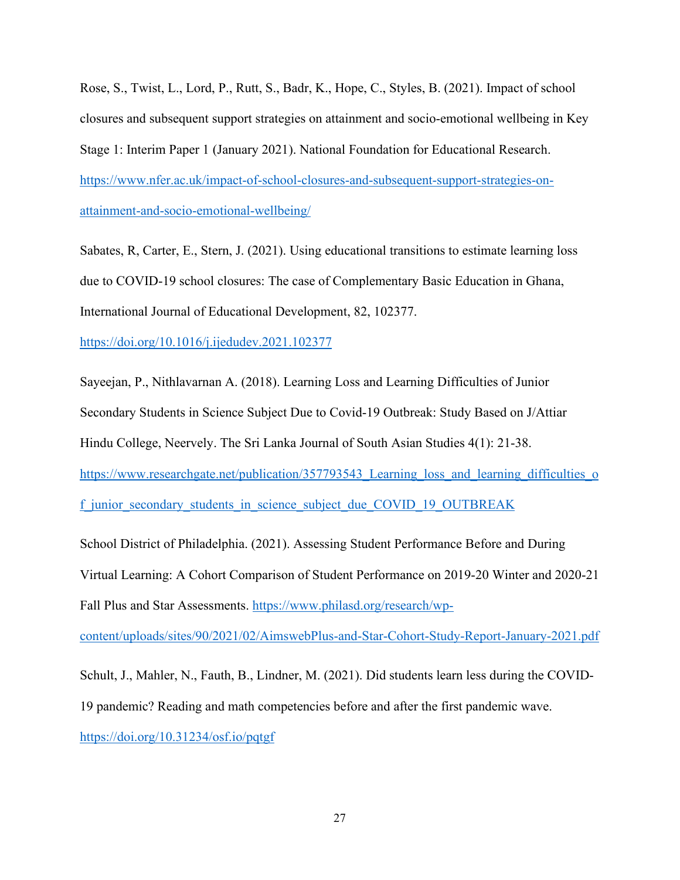Rose, S., Twist, L., Lord, P., Rutt, S., Badr, K., Hope, C., Styles, B. (2021). Impact of school closures and subsequent support strategies on attainment and socio-emotional wellbeing in Key Stage 1: Interim Paper 1 (January 2021). National Foundation for Educational Research. https://www.nfer.ac.uk/impact-of-school-closures-and-subsequent-support-strategies-on-attainment-and-socio-emotional-wellbeing/

Sabates, R, Carter, E., Stern, J. (2021). Using educational transitions to estimate learning loss due to COVID-19 school closures: The case of Complementary Basic Education in Ghana, International Journal of Educational Development, 82, 102377. https://doi.org/10.1016/j.ijedudev.2021.102377

Sayeejan, P., Nithlavarnan A. (2018). Learning Loss and Learning Difficulties of Junior Secondary Students in Science Subject Due to Covid-19 Outbreak: Study Based on J/Attiar Hindu College, Neervely. The Sri Lanka Journal of South Asian Studies 4(1): 21-38. https://www.researchgate.net/publication/357793543_Learning_loss_and_learning_difficulties_of_junior_secondary_students_in_science_subject_due_COVID_19_OUTBREAK

School District of Philadelphia. (2021). Assessing Student Performance Before and During Virtual Learning: A Cohort Comparison of Student Performance on 2019-20 Winter and 2020-21 Fall Plus and Star Assessments. https://www.philasd.org/research/wp-content/uploads/sites/90/2021/02/AimswebPlus-and-Star-Cohort-Study-Report-January-2021.pdf

Schult, J., Mahler, N., Fauth, B., Lindner, M. (2021). Did students learn less during the COVID-19 pandemic? Reading and math competencies before and after the first pandemic wave. https://doi.org/10.31234/osf.io/pqtgf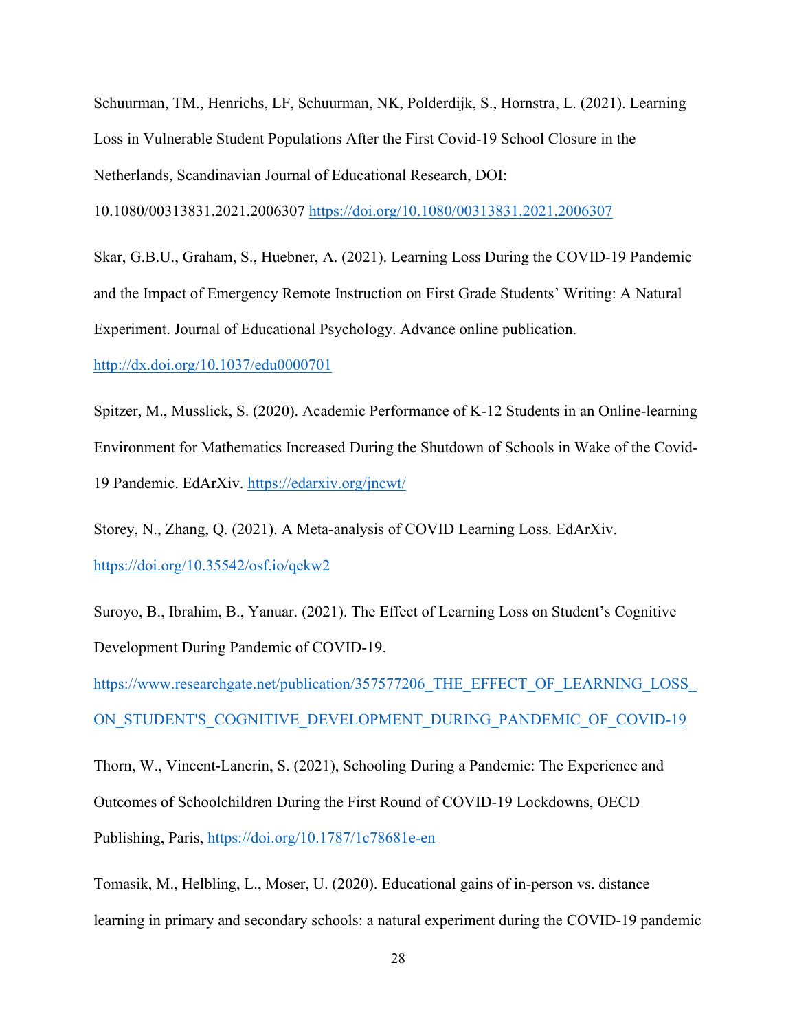Schuurman, TM., Henrichs, LF, Schuurman, NK, Polderdijk, S., Hornstra, L. (2021). Learning Loss in Vulnerable Student Populations After the First Covid-19 School Closure in the Netherlands, Scandinavian Journal of Educational Research, DOI: 10.1080/00313831.2021.2006307 https://doi.org/10.1080/00313831.2021.2006307

Skar, G.B.U., Graham, S., Huebner, A. (2021). Learning Loss During the COVID-19 Pandemic and the Impact of Emergency Remote Instruction on First Grade Students' Writing: A Natural Experiment. Journal of Educational Psychology. Advance online publication. http://dx.doi.org/10.1037/edu0000701

Spitzer, M., Musslick, S. (2020). Academic Performance of K-12 Students in an Online-learning Environment for Mathematics Increased During the Shutdown of Schools in Wake of the Covid-19 Pandemic. EdArXiv. https://edarxiv.org/jncwt/

Storey, N., Zhang, Q. (2021). A Meta-analysis of COVID Learning Loss. EdArXiv. https://doi.org/10.35542/osf.io/qekw2

Suroyo, B., Ibrahim, B., Yanuar. (2021). The Effect of Learning Loss on Student's Cognitive Development During Pandemic of COVID-19. https://www.researchgate.net/publication/357577206_THE_EFFECT_OF_LEARNING_LOSS_ON_STUDENT'S_COGNITIVE_DEVELOPMENT_DURING_PANDEMIC_OF_COVID-19

Thorn, W., Vincent-Lancrin, S. (2021), Schooling During a Pandemic: The Experience and Outcomes of Schoolchildren During the First Round of COVID-19 Lockdowns, OECD Publishing, Paris, https://doi.org/10.1787/1c78681e-en

Tomasik, M., Helbling, L., Moser, U. (2020). Educational gains of in-person vs. distance learning in primary and secondary schools: a natural experiment during the COVID-19 pandemic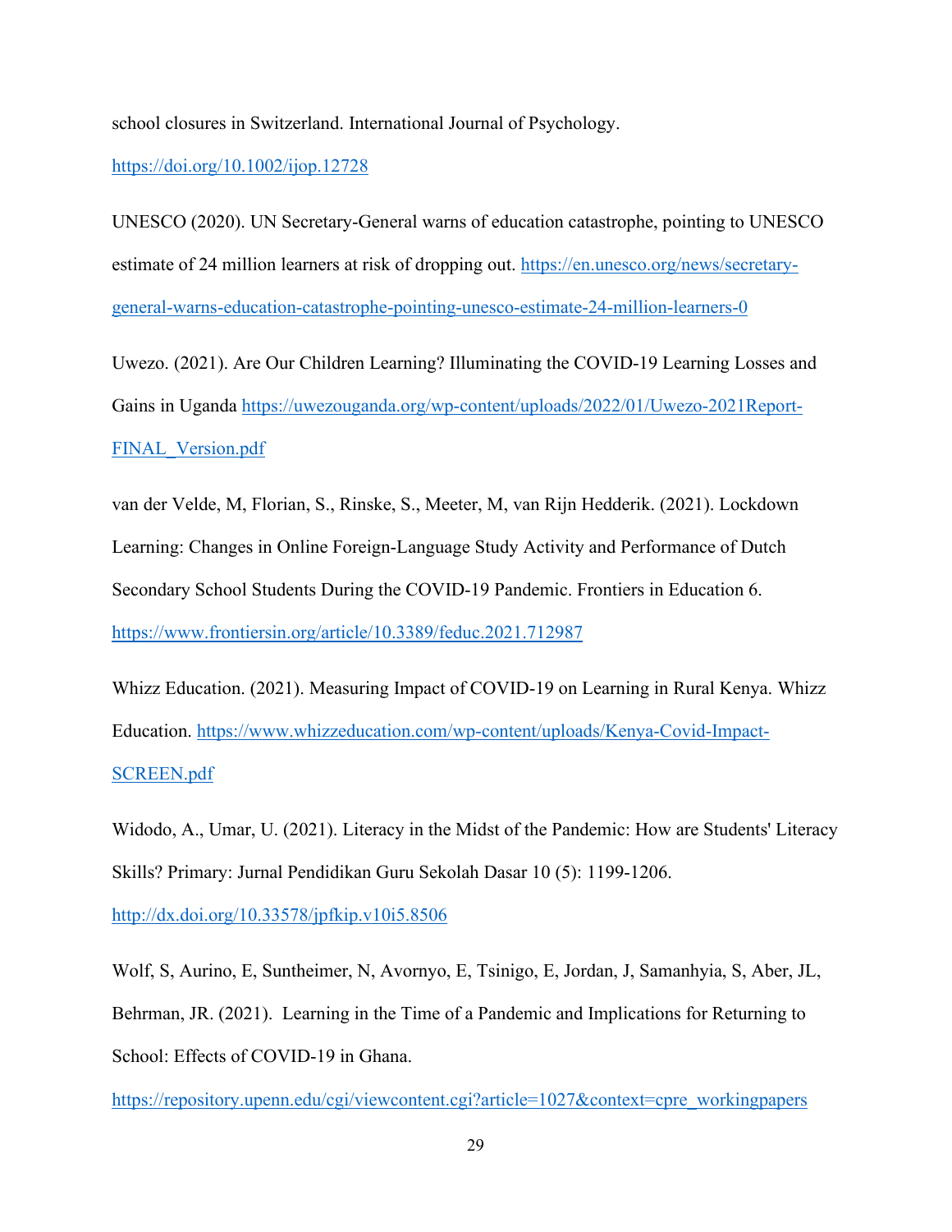school closures in Switzerland. International Journal of Psychology. https://doi.org/10.1002/ijop.12728

UNESCO (2020). UN Secretary-General warns of education catastrophe, pointing to UNESCO estimate of 24 million learners at risk of dropping out. https://en.unesco.org/news/secretary-general-warns-education-catastrophe-pointing-unesco-estimate-24-million-learners-0

Uwezo. (2021). Are Our Children Learning? Illuminating the COVID-19 Learning Losses and Gains in Uganda https://uwezouganda.org/wp-content/uploads/2022/01/Uwezo-2021Report-FINAL_Version.pdf

van der Velde, M, Florian, S., Rinske, S., Meeter, M, van Rijn Hedderik. (2021). Lockdown Learning: Changes in Online Foreign-Language Study Activity and Performance of Dutch Secondary School Students During the COVID-19 Pandemic. Frontiers in Education 6. https://www.frontiersin.org/article/10.3389/feduc.2021.712987

Whizz Education. (2021). Measuring Impact of COVID-19 on Learning in Rural Kenya. Whizz Education. https://www.whizzeducation.com/wp-content/uploads/Kenya-Covid-Impact-SCREEN.pdf

Widodo, A., Umar, U. (2021). Literacy in the Midst of the Pandemic: How are Students' Literacy Skills? Primary: Jurnal Pendidikan Guru Sekolah Dasar 10 (5): 1199-1206. http://dx.doi.org/10.33578/jpfkip.v10i5.8506

Wolf, S, Aurino, E, Suntheimer, N, Avornyo, E, Tsinigo, E, Jordan, J, Samanhyia, S, Aber, JL, Behrman, JR. (2021). Learning in the Time of a Pandemic and Implications for Returning to School: Effects of COVID-19 in Ghana. https://repository.upenn.edu/cgi/viewcontent.cgi?article=1027&context=cpre_workingpapers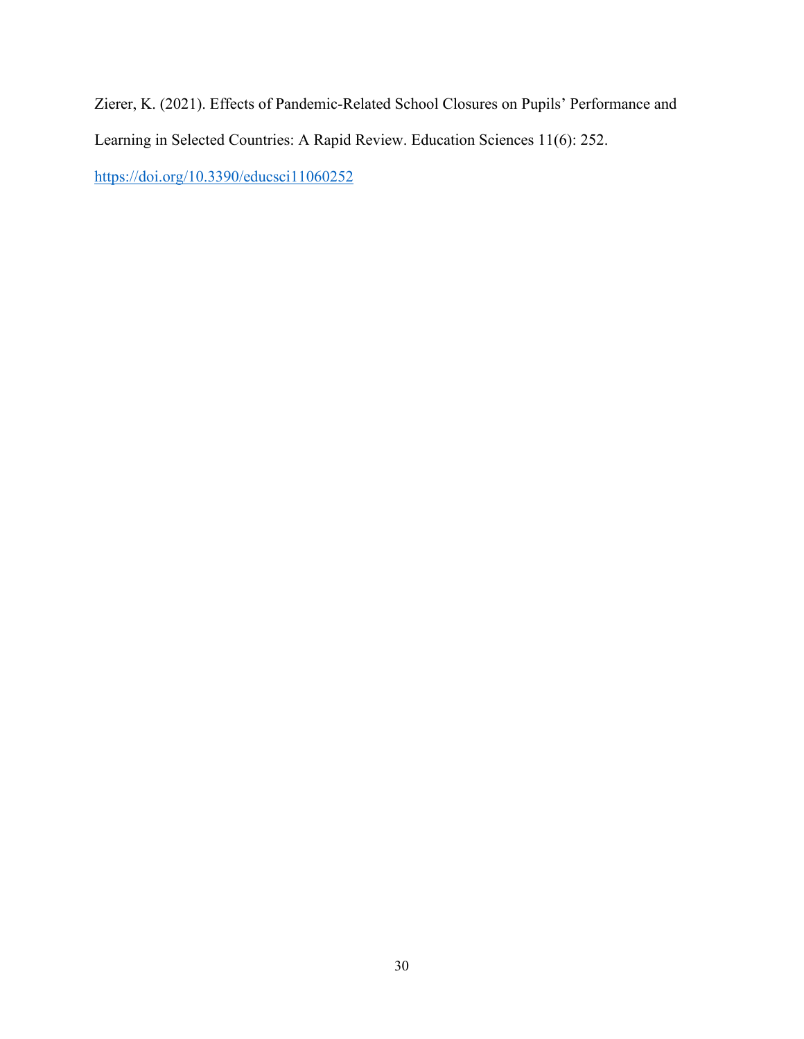Zierer, K. (2021). Effects of Pandemic-Related School Closures on Pupils' Performance and Learning in Selected Countries: A Rapid Review. Education Sciences 11(6): 252. https://doi.org/10.3390/educsci11060252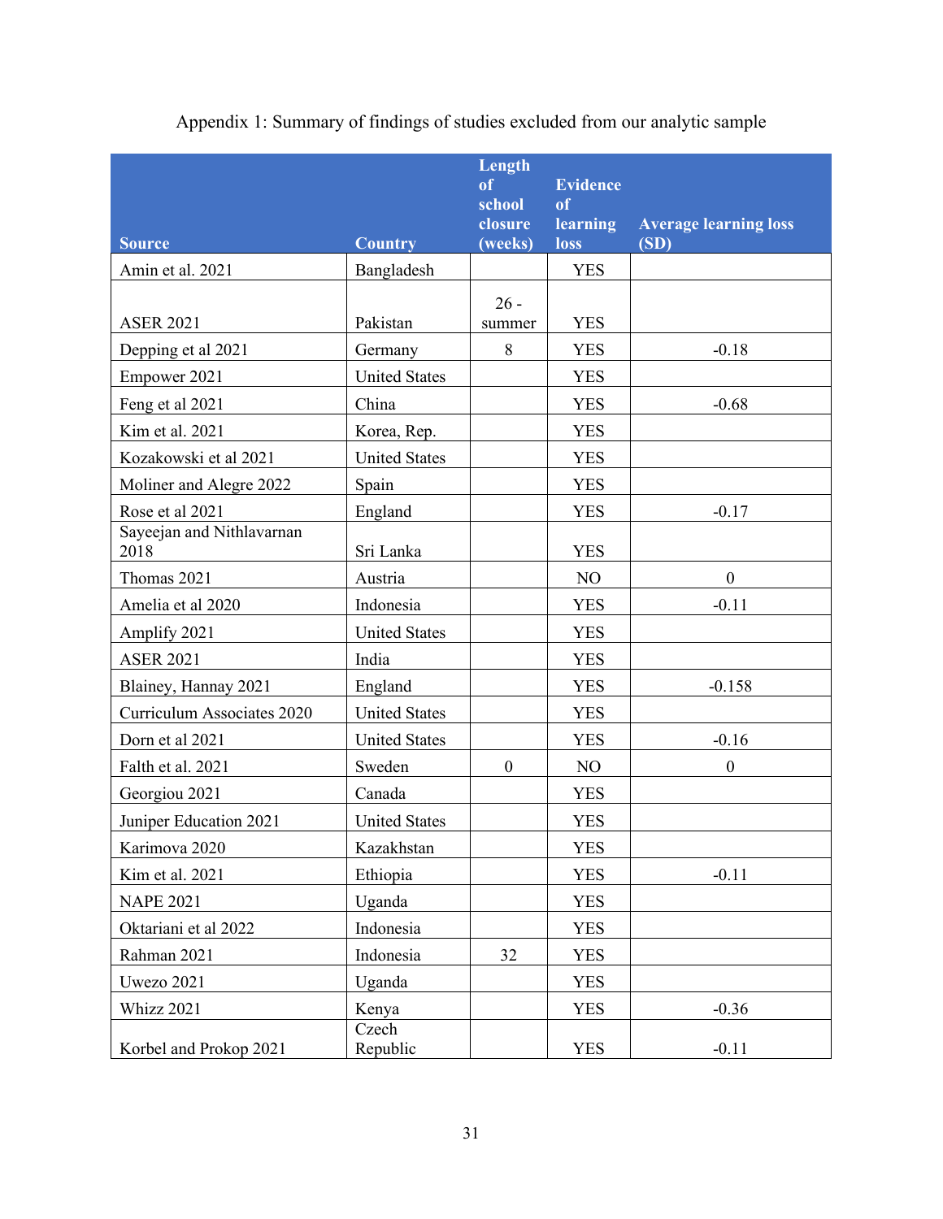Appendix 1: Summary of findings of studies excluded from our analytic sample

| Source | Country | Length of school closure (weeks) | Evidence of learning loss | Average learning loss (SD) |
|---|---|---|---|---|
| Amin et al. 2021 | Bangladesh | | YES | |
| ASER 2021 | Pakistan | 26 - summer | YES | |
| Depping et al 2021 | Germany | 8 | YES | -0.18 |
| Empower 2021 | United States | | YES | |
| Feng et al 2021 | China | | YES | -0.68 |
| Kim et al. 2021 | Korea, Rep. | | YES | |
| Kozakowski et al 2021 | United States | | YES | |
| Moliner and Alegre 2022 | Spain | | YES | |
| Rose et al 2021 | England | | YES | -0.17 |
| Sayeejan and Nithlavarnan 2018 | Sri Lanka | | YES | |
| Thomas 2021 | Austria | | NO | 0 |
| Amelia et al 2020 | Indonesia | | YES | -0.11 |
| Amplify 2021 | United States | | YES | |
| ASER 2021 | India | | YES | |
| Blainey, Hannay 2021 | England | | YES | -0.158 |
| Curriculum Associates 2020 | United States | | YES | |
| Dorn et al 2021 | United States | | YES | -0.16 |
| Falth et al. 2021 | Sweden | 0 | NO | 0 |
| Georgiou 2021 | Canada | | YES | |
| Juniper Education 2021 | United States | | YES | |
| Karimova 2020 | Kazakhstan | | YES | |
| Kim et al. 2021 | Ethiopia | | YES | -0.11 |
| NAPE 2021 | Uganda | | YES | |
| Oktariani et al 2022 | Indonesia | | YES | |
| Rahman 2021 | Indonesia | 32 | YES | |
| Uwezo 2021 | Uganda | | YES | |
| Whizz 2021 | Kenya | | YES | -0.36 |
| Korbel and Prokop 2021 | Czech Republic | | YES | -0.11 |